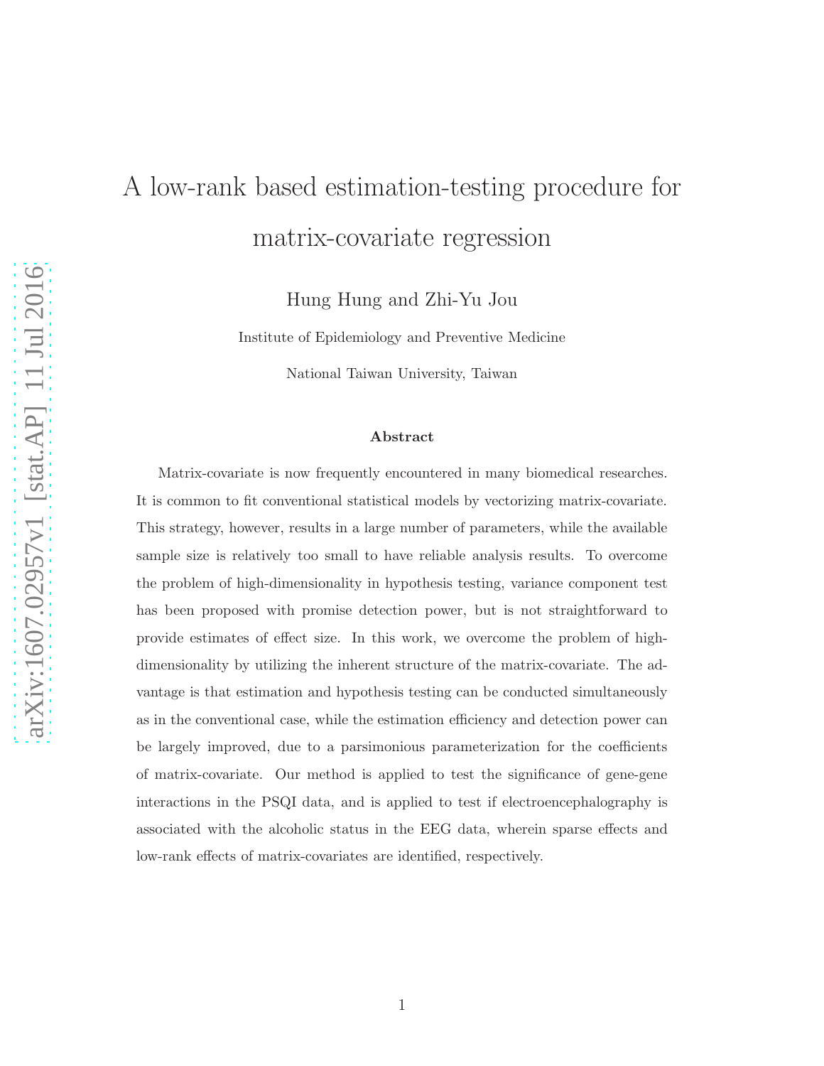# A low-rank based estimation-testing procedure for matrix-covariate regression

Hung Hung and Zhi-Yu Jou

Institute of Epidemiology and Preventive Medicine

National Taiwan University, Taiwan

## Abstract

Matrix-covariate is now frequently encountered in many biomedical researches. It is common to fit conventional statistical models by vectorizing matrix-covariate. This strategy, however, results in a large number of parameters, while the available sample size is relatively too small to have reliable analysis results. To overcome the problem of high-dimensionality in hypothesis testing, variance component test has been proposed with promise detection power, but is not straightforward to provide estimates of effect size. In this work, we overcome the problem of high-dimensionality by utilizing the inherent structure of the matrix-covariate. The advantage is that estimation and hypothesis testing can be conducted simultaneously as in the conventional case, while the estimation efficiency and detection power can be largely improved, due to a parsimonious parameterization for the coefficients of matrix-covariate. Our method is applied to test the significance of gene-gene interactions in the PSQI data, and is applied to test if electroencephalography is associated with the alcoholic status in the EEG data, wherein sparse effects and low-rank effects of matrix-covariates are identified, respectively.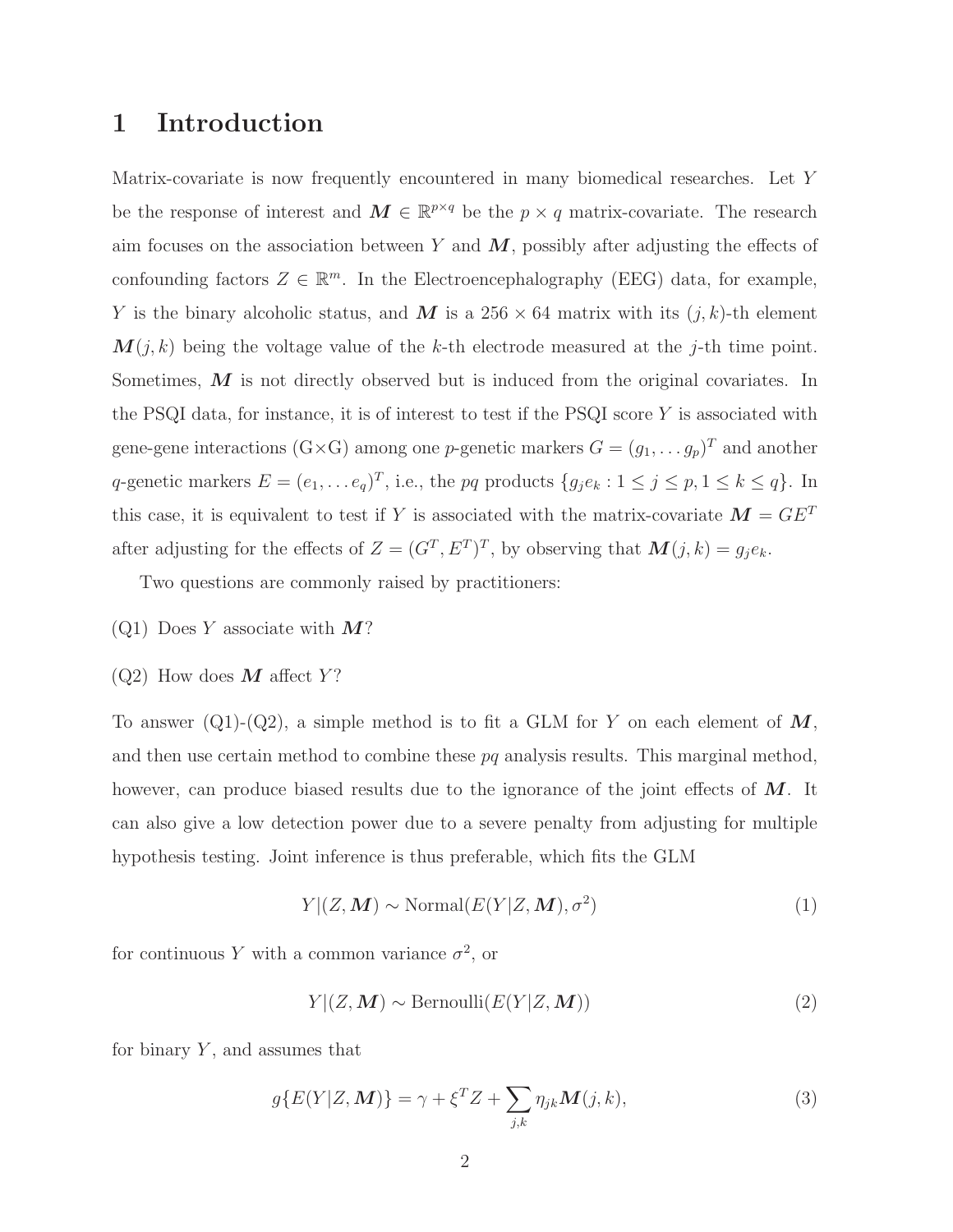# 1 Introduction

Matrix-covariate is now frequently encountered in many biomedical researches. Let $Y$ be the response of interest and $\boldsymbol{M} \in \mathbb{R}^{p\times q}$ be the $p \times q$ matrix-covariate. The research aim focuses on the association between $Y$ and $\boldsymbol{M}$, possibly after adjusting the effects of confounding factors $Z \in \mathbb{R}^m$. In the Electroencephalography (EEG) data, for example, $Y$ is the binary alcoholic status, and $\boldsymbol{M}$ is a $256 \times 64$ matrix with its $(j, k)$-th element $\boldsymbol{M}(j, k)$ being the voltage value of the $k$-th electrode measured at the $j$-th time point. Sometimes, $\boldsymbol{M}$ is not directly observed but is induced from the original covariates. In the PSQI data, for instance, it is of interest to test if the PSQI score $Y$ is associated with gene-gene interactions (G×G) among one $p$-genetic markers $G = (g_1, \ldots g_p)^T$ and another $q$-genetic markers $E = (e_1, \ldots e_q)^T$, i.e., the $pq$ products $\{g_j e_k : 1 \le j \le p, 1 \le k \le q\}$. In this case, it is equivalent to test if $Y$ is associated with the matrix-covariate $\boldsymbol{M} = GE^T$ after adjusting for the effects of $Z = (G^T, E^T)^T$, by observing that $\boldsymbol{M}(j, k) = g_j e_k$.

Two questions are commonly raised by practitioners:

(Q1) Does $Y$ associate with $\boldsymbol{M}$?

(Q2) How does $\boldsymbol{M}$ affect $Y$?

To answer (Q1)-(Q2), a simple method is to fit a GLM for $Y$ on each element of $\boldsymbol{M}$, and then use certain method to combine these $pq$ analysis results. This marginal method, however, can produce biased results due to the ignorance of the joint effects of $\boldsymbol{M}$. It can also give a low detection power due to a severe penalty from adjusting for multiple hypothesis testing. Joint inference is thus preferable, which fits the GLM

$$Y|(Z, \boldsymbol{M}) \sim \text{Normal}(E(Y|Z, \boldsymbol{M}), \sigma^2) \tag{1}$$

for continuous $Y$ with a common variance $\sigma^2$, or

$$Y|(Z, \boldsymbol{M}) \sim \text{Bernoulli}(E(Y|Z, \boldsymbol{M})) \tag{2}$$

for binary $Y$, and assumes that

$$g\{E(Y|Z, \boldsymbol{M})\} = \gamma + \xi^T Z + \sum_{j,k} \eta_{jk} \boldsymbol{M}(j, k), \tag{3}$$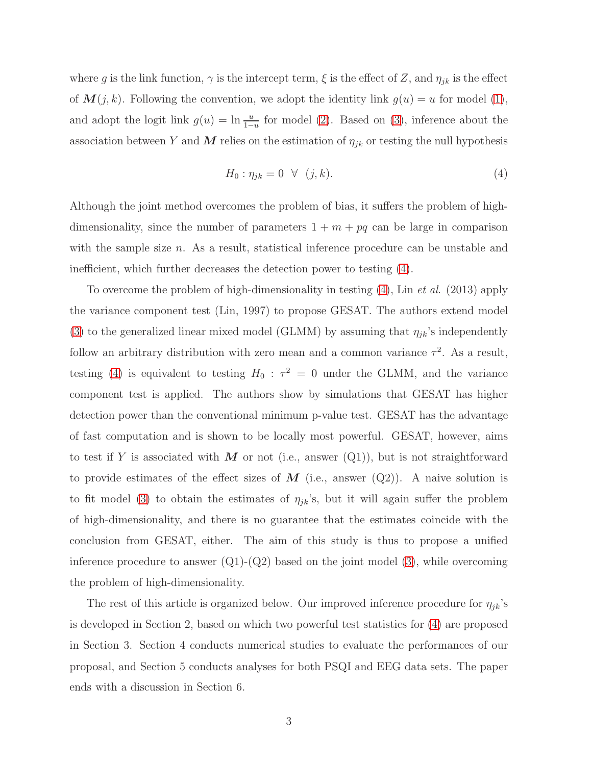where $g$ is the link function, $\gamma$ is the intercept term, $\xi$ is the effect of $Z$, and $\eta_{jk}$ is the effect of $\boldsymbol{M}(j,k)$. Following the convention, we adopt the identity link $g(u) = u$ for model (1), and adopt the logit link $g(u) = \ln \frac{u}{1-u}$ for model (2). Based on (3), inference about the association between $Y$ and $\boldsymbol{M}$ relies on the estimation of $\eta_{jk}$ or testing the null hypothesis

$$H_0 : \eta_{jk} = 0 \ \ \forall \ \ (j,k). \tag{4}$$

Although the joint method overcomes the problem of bias, it suffers the problem of high-dimensionality, since the number of parameters $1 + m + pq$ can be large in comparison with the sample size $n$. As a result, statistical inference procedure can be unstable and inefficient, which further decreases the detection power to testing (4).

To overcome the problem of high-dimensionality in testing (4), Lin *et al*. (2013) apply the variance component test (Lin, 1997) to propose GESAT. The authors extend model (3) to the generalized linear mixed model (GLMM) by assuming that $\eta_{jk}$'s independently follow an arbitrary distribution with zero mean and a common variance $\tau^2$. As a result, testing (4) is equivalent to testing $H_0 : \tau^2 = 0$ under the GLMM, and the variance component test is applied. The authors show by simulations that GESAT has higher detection power than the conventional minimum p-value test. GESAT has the advantage of fast computation and is shown to be locally most powerful. GESAT, however, aims to test if $Y$ is associated with $\boldsymbol{M}$ or not (i.e., answer (Q1)), but is not straightforward to provide estimates of the effect sizes of $\boldsymbol{M}$ (i.e., answer (Q2)). A naive solution is to fit model (3) to obtain the estimates of $\eta_{jk}$'s, but it will again suffer the problem of high-dimensionality, and there is no guarantee that the estimates coincide with the conclusion from GESAT, either. The aim of this study is thus to propose a unified inference procedure to answer (Q1)-(Q2) based on the joint model (3), while overcoming the problem of high-dimensionality.

The rest of this article is organized below. Our improved inference procedure for $\eta_{jk}$'s is developed in Section 2, based on which two powerful test statistics for (4) are proposed in Section 3. Section 4 conducts numerical studies to evaluate the performances of our proposal, and Section 5 conducts analyses for both PSQI and EEG data sets. The paper ends with a discussion in Section 6.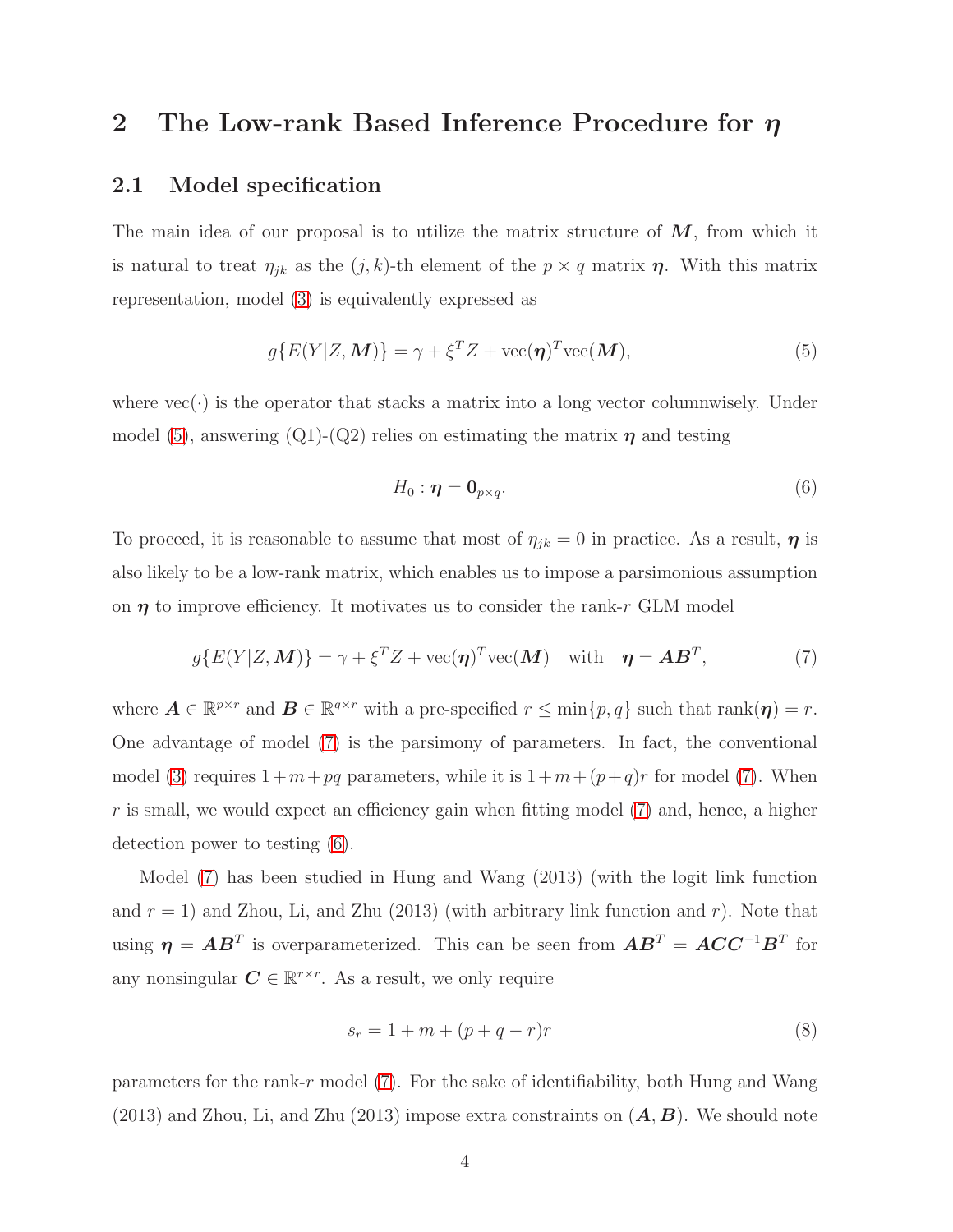# 2 The Low-rank Based Inference Procedure for $\boldsymbol{\eta}$

## 2.1 Model specification

The main idea of our proposal is to utilize the matrix structure of $\boldsymbol{M}$, from which it is natural to treat $\eta_{jk}$ as the $(j,k)$-th element of the $p \times q$ matrix $\boldsymbol{\eta}$. With this matrix representation, model (3) is equivalently expressed as

$$g\{E(Y|Z,\boldsymbol{M})\} = \gamma + \xi^T Z + \text{vec}(\boldsymbol{\eta})^T \text{vec}(\boldsymbol{M}), \tag{5}$$

where vec$(\cdot)$ is the operator that stacks a matrix into a long vector columnwisely. Under model (5), answering (Q1)-(Q2) relies on estimating the matrix $\boldsymbol{\eta}$ and testing

$$H_0 : \boldsymbol{\eta} = \mathbf{0}_{p\times q}. \tag{6}$$

To proceed, it is reasonable to assume that most of $\eta_{jk} = 0$ in practice. As a result, $\boldsymbol{\eta}$ is also likely to be a low-rank matrix, which enables us to impose a parsimonious assumption on $\boldsymbol{\eta}$ to improve efficiency. It motivates us to consider the rank-$r$ GLM model

$$g\{E(Y|Z,\boldsymbol{M})\} = \gamma + \xi^T Z + \text{vec}(\boldsymbol{\eta})^T \text{vec}(\boldsymbol{M}) \quad \text{with} \quad \boldsymbol{\eta} = \boldsymbol{A}\boldsymbol{B}^T, \tag{7}$$

where $\boldsymbol{A} \in \mathbb{R}^{p\times r}$ and $\boldsymbol{B} \in \mathbb{R}^{q\times r}$ with a pre-specified $r \le \min\{p,q\}$ such that rank$(\boldsymbol{\eta}) = r$. One advantage of model (7) is the parsimony of parameters. In fact, the conventional model (3) requires $1+m+pq$ parameters, while it is $1+m+(p+q)r$ for model (7). When $r$ is small, we would expect an efficiency gain when fitting model (7) and, hence, a higher detection power to testing (6).

Model (7) has been studied in Hung and Wang (2013) (with the logit link function and $r = 1$) and Zhou, Li, and Zhu (2013) (with arbitrary link function and $r$). Note that using $\boldsymbol{\eta} = \boldsymbol{A}\boldsymbol{B}^T$ is overparameterized. This can be seen from $\boldsymbol{A}\boldsymbol{B}^T = \boldsymbol{A}\boldsymbol{C}\boldsymbol{C}^{-1}\boldsymbol{B}^T$ for any nonsingular $\boldsymbol{C} \in \mathbb{R}^{r\times r}$. As a result, we only require

$$s_r = 1 + m + (p + q - r)r \tag{8}$$

parameters for the rank-$r$ model (7). For the sake of identifiability, both Hung and Wang (2013) and Zhou, Li, and Zhu (2013) impose extra constraints on $(\boldsymbol{A}, \boldsymbol{B})$. We should note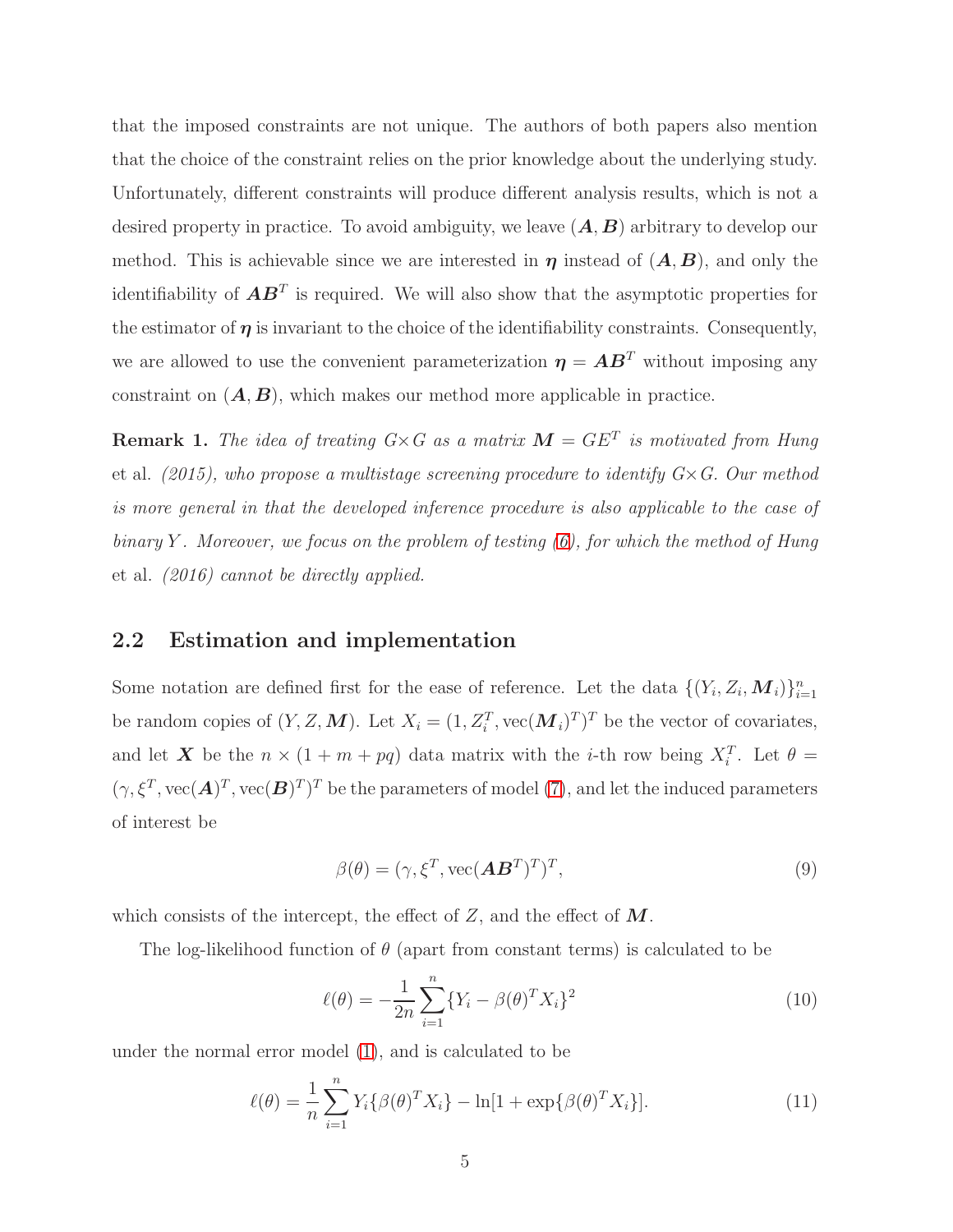that the imposed constraints are not unique. The authors of both papers also mention that the choice of the constraint relies on the prior knowledge about the underlying study. Unfortunately, different constraints will produce different analysis results, which is not a desired property in practice. To avoid ambiguity, we leave $(\boldsymbol{A}, \boldsymbol{B})$ arbitrary to develop our method. This is achievable since we are interested in $\boldsymbol{\eta}$ instead of $(\boldsymbol{A}, \boldsymbol{B})$, and only the identifiability of $\boldsymbol{A}\boldsymbol{B}^T$ is required. We will also show that the asymptotic properties for the estimator of $\boldsymbol{\eta}$ is invariant to the choice of the identifiability constraints. Consequently, we are allowed to use the convenient parameterization $\boldsymbol{\eta} = \boldsymbol{A}\boldsymbol{B}^T$ without imposing any constraint on $(\boldsymbol{A}, \boldsymbol{B})$, which makes our method more applicable in practice.

**Remark 1.** *The idea of treating $G\times G$ as a matrix $\boldsymbol{M} = GE^T$ is motivated from Hung* et al. *(2015), who propose a multistage screening procedure to identify $G\times G$. Our method is more general in that the developed inference procedure is also applicable to the case of binary $Y$. Moreover, we focus on the problem of testing (6), for which the method of Hung* et al. *(2016) cannot be directly applied.*

## 2.2 Estimation and implementation

Some notation are defined first for the ease of reference. Let the data $\{(Y_i, Z_i, \boldsymbol{M}_i)\}_{i=1}^n$ be random copies of $(Y, Z, \boldsymbol{M})$. Let $X_i = (1, Z_i^T, \text{vec}(\boldsymbol{M}_i)^T)^T$ be the vector of covariates, and let $\boldsymbol{X}$ be the $n \times (1 + m + pq)$ data matrix with the $i$-th row being $X_i^T$. Let $\theta = (\gamma, \xi^T, \text{vec}(\boldsymbol{A})^T, \text{vec}(\boldsymbol{B})^T)^T$ be the parameters of model (7), and let the induced parameters of interest be

$$\beta(\theta) = (\gamma, \xi^T, \text{vec}(\boldsymbol{A}\boldsymbol{B}^T)^T)^T, \tag{9}$$

which consists of the intercept, the effect of $Z$, and the effect of $\boldsymbol{M}$.

The log-likelihood function of $\theta$ (apart from constant terms) is calculated to be

$$\ell(\theta) = -\frac{1}{2n}\sum_{i=1}^{n}\{Y_i - \beta(\theta)^T X_i\}^2 \tag{10}$$

under the normal error model (1), and is calculated to be

$$\ell(\theta) = \frac{1}{n}\sum_{i=1}^{n} Y_i\{\beta(\theta)^T X_i\} - \ln[1 + \exp\{\beta(\theta)^T X_i\}]. \tag{11}$$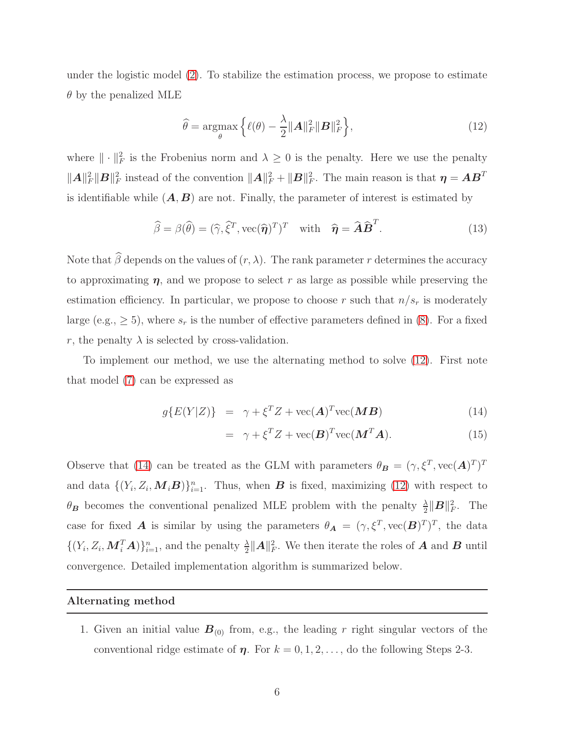under the logistic model (2). To stabilize the estimation process, we propose to estimate $\theta$ by the penalized MLE

$$\widehat{\theta} = \underset{\theta}{\operatorname{argmax}} \left\{ \ell(\theta) - \frac{\lambda}{2} \|\boldsymbol{A}\|_F^2 \|\boldsymbol{B}\|_F^2 \right\}, \tag{12}$$

where $\|\cdot\|_F^2$ is the Frobenius norm and $\lambda \geq 0$ is the penalty. Here we use the penalty $\|\boldsymbol{A}\|_F^2\|\boldsymbol{B}\|_F^2$ instead of the convention $\|\boldsymbol{A}\|_F^2 + \|\boldsymbol{B}\|_F^2$. The main reason is that $\boldsymbol{\eta} = \boldsymbol{A}\boldsymbol{B}^T$ is identifiable while $(\boldsymbol{A}, \boldsymbol{B})$ are not. Finally, the parameter of interest is estimated by

$$\widehat{\beta} = \beta(\widehat{\theta}) = (\widehat{\gamma}, \widehat{\xi}^T, \operatorname{vec}(\widehat{\boldsymbol{\eta}})^T)^T \quad \text{with} \quad \widehat{\boldsymbol{\eta}} = \widehat{\boldsymbol{A}}\widehat{\boldsymbol{B}}^T. \tag{13}$$

Note that $\widehat{\beta}$ depends on the values of $(r, \lambda)$. The rank parameter $r$ determines the accuracy to approximating $\boldsymbol{\eta}$, and we propose to select $r$ as large as possible while preserving the estimation efficiency. In particular, we propose to choose $r$ such that $n/s_r$ is moderately large (e.g., $\geq 5$), where $s_r$ is the number of effective parameters defined in (8). For a fixed $r$, the penalty $\lambda$ is selected by cross-validation.

To implement our method, we use the alternating method to solve (12). First note that model (7) can be expressed as

$$g\{E(Y|Z)\} = \gamma + \xi^T Z + \operatorname{vec}(\boldsymbol{A})^T \operatorname{vec}(\boldsymbol{M}\boldsymbol{B}) \tag{14}$$

$$= \gamma + \xi^T Z + \operatorname{vec}(\boldsymbol{B})^T \operatorname{vec}(\boldsymbol{M}^T\boldsymbol{A}). \tag{15}$$

Observe that (14) can be treated as the GLM with parameters $\theta_{\boldsymbol{B}} = (\gamma, \xi^T, \operatorname{vec}(\boldsymbol{A})^T)^T$ and data $\{(Y_i, Z_i, \boldsymbol{M}_i\boldsymbol{B})\}_{i=1}^n$. Thus, when $\boldsymbol{B}$ is fixed, maximizing (12) with respect to $\theta_{\boldsymbol{B}}$ becomes the conventional penalized MLE problem with the penalty $\frac{\lambda}{2}\|\boldsymbol{B}\|_F^2$. The case for fixed $\boldsymbol{A}$ is similar by using the parameters $\theta_{\boldsymbol{A}} = (\gamma, \xi^T, \operatorname{vec}(\boldsymbol{B})^T)^T$, the data $\{(Y_i, Z_i, \boldsymbol{M}_i^T\boldsymbol{A})\}_{i=1}^n$, and the penalty $\frac{\lambda}{2}\|\boldsymbol{A}\|_F^2$. We then iterate the roles of $\boldsymbol{A}$ and $\boldsymbol{B}$ until convergence. Detailed implementation algorithm is summarized below.

---

**Alternating method**

---

1. Given an initial value $\boldsymbol{B}_{(0)}$ from, e.g., the leading $r$ right singular vectors of the conventional ridge estimate of $\boldsymbol{\eta}$. For $k = 0, 1, 2, \ldots$, do the following Steps 2-3.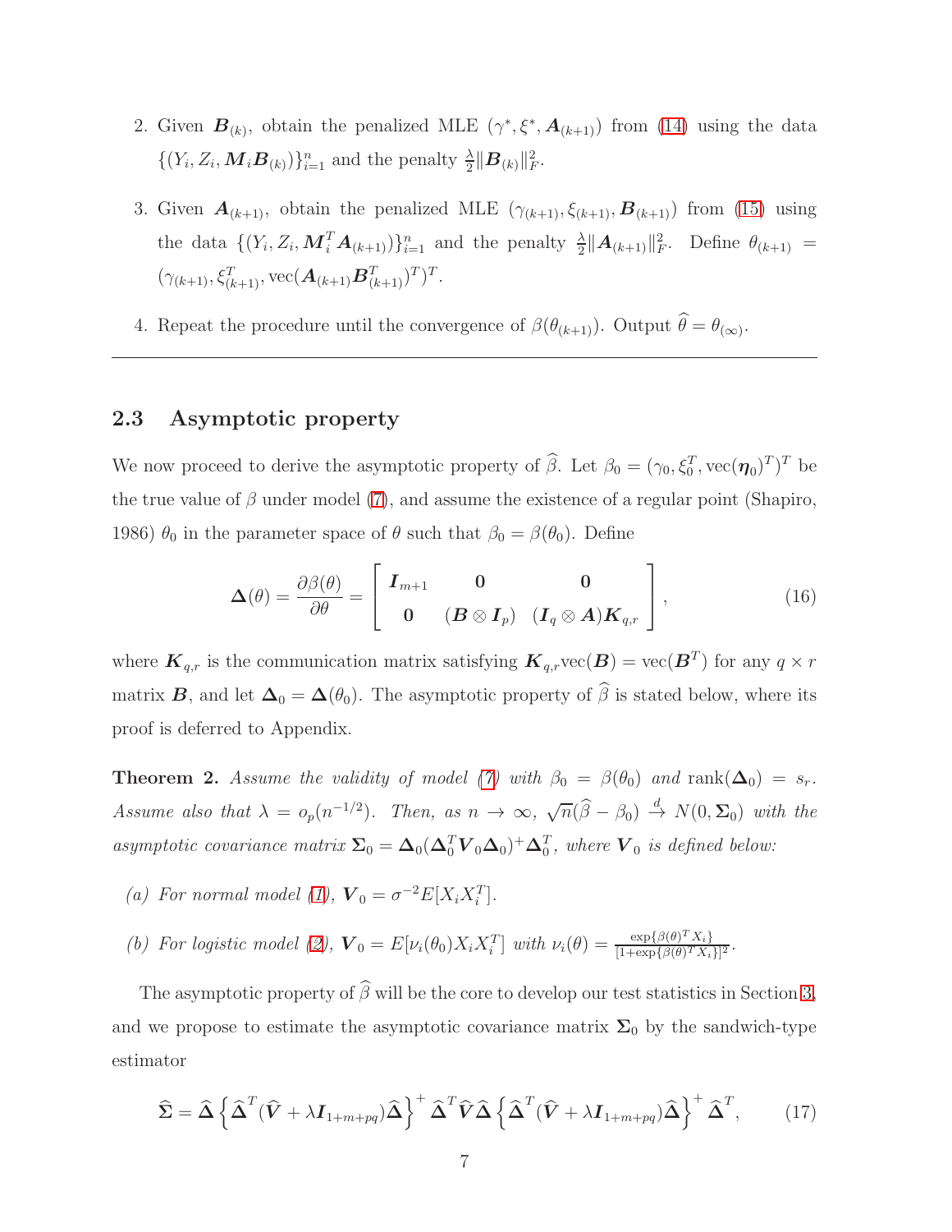2. Given $\boldsymbol{B}_{(k)}$, obtain the penalized MLE $(\gamma^*, \xi^*, \boldsymbol{A}_{(k+1)})$ from (14) using the data $\{(Y_i, Z_i, \boldsymbol{M}_i \boldsymbol{B}_{(k)})\}_{i=1}^n$ and the penalty $\frac{\lambda}{2}\|\boldsymbol{B}_{(k)}\|_F^2$.

3. Given $\boldsymbol{A}_{(k+1)}$, obtain the penalized MLE $(\gamma_{(k+1)}, \xi_{(k+1)}, \boldsymbol{B}_{(k+1)})$ from (15) using the data $\{(Y_i, Z_i, \boldsymbol{M}_i^T \boldsymbol{A}_{(k+1)})\}_{i=1}^n$ and the penalty $\frac{\lambda}{2}\|\boldsymbol{A}_{(k+1)}\|_F^2$. Define $\theta_{(k+1)} = (\gamma_{(k+1)}, \xi_{(k+1)}^T, \mathrm{vec}(\boldsymbol{A}_{(k+1)}\boldsymbol{B}_{(k+1)}^T)^T)^T$.

4. Repeat the procedure until the convergence of $\beta(\theta_{(k+1)})$. Output $\widehat{\theta} = \theta_{(\infty)}$.

---

## 2.3 Asymptotic property

We now proceed to derive the asymptotic property of $\widehat{\beta}$. Let $\beta_0 = (\gamma_0, \xi_0^T, \mathrm{vec}(\boldsymbol{\eta}_0)^T)^T$ be the true value of $\beta$ under model (7), and assume the existence of a regular point (Shapiro, 1986) $\theta_0$ in the parameter space of $\theta$ such that $\beta_0 = \beta(\theta_0)$. Define

$$\boldsymbol{\Delta}(\theta) = \frac{\partial \beta(\theta)}{\partial \theta} = \begin{bmatrix} \boldsymbol{I}_{m+1} & \boldsymbol{0} & \boldsymbol{0} \\ \boldsymbol{0} & (\boldsymbol{B} \otimes \boldsymbol{I}_p) & (\boldsymbol{I}_q \otimes \boldsymbol{A})\boldsymbol{K}_{q,r} \end{bmatrix}, \tag{16}$$

where $\boldsymbol{K}_{q,r}$ is the communication matrix satisfying $\boldsymbol{K}_{q,r}\mathrm{vec}(\boldsymbol{B}) = \mathrm{vec}(\boldsymbol{B}^T)$ for any $q \times r$ matrix $\boldsymbol{B}$, and let $\boldsymbol{\Delta}_0 = \boldsymbol{\Delta}(\theta_0)$. The asymptotic property of $\widehat{\beta}$ is stated below, where its proof is deferred to Appendix.

**Theorem 2.** *Assume the validity of model (7) with $\beta_0 = \beta(\theta_0)$ and $\mathrm{rank}(\boldsymbol{\Delta}_0) = s_r$. Assume also that $\lambda = o_p(n^{-1/2})$. Then, as $n \to \infty$, $\sqrt{n}(\widehat{\beta} - \beta_0) \xrightarrow{d} N(0, \boldsymbol{\Sigma}_0)$ with the asymptotic covariance matrix $\boldsymbol{\Sigma}_0 = \boldsymbol{\Delta}_0(\boldsymbol{\Delta}_0^T \boldsymbol{V}_0 \boldsymbol{\Delta}_0)^+ \boldsymbol{\Delta}_0^T$, where $\boldsymbol{V}_0$ is defined below:*

*(a) For normal model (1), $\boldsymbol{V}_0 = \sigma^{-2} E[X_i X_i^T]$.*

*(b) For logistic model (2), $\boldsymbol{V}_0 = E[\nu_i(\theta_0) X_i X_i^T]$ with $\nu_i(\theta) = \frac{\exp\{\beta(\theta)^T X_i\}}{[1+\exp\{\beta(\theta)^T X_i\}]^2}$.*

The asymptotic property of $\widehat{\beta}$ will be the core to develop our test statistics in Section 3, and we propose to estimate the asymptotic covariance matrix $\boldsymbol{\Sigma}_0$ by the sandwich-type estimator

$$\widehat{\boldsymbol{\Sigma}} = \widehat{\boldsymbol{\Delta}} \left\{ \widehat{\boldsymbol{\Delta}}^T (\widehat{\boldsymbol{V}} + \lambda \boldsymbol{I}_{1+m+pq}) \widehat{\boldsymbol{\Delta}} \right\}^+ \widehat{\boldsymbol{\Delta}}^T \widehat{\boldsymbol{V}} \widehat{\boldsymbol{\Delta}} \left\{ \widehat{\boldsymbol{\Delta}}^T (\widehat{\boldsymbol{V}} + \lambda \boldsymbol{I}_{1+m+pq}) \widehat{\boldsymbol{\Delta}} \right\}^+ \widehat{\boldsymbol{\Delta}}^T, \tag{17}$$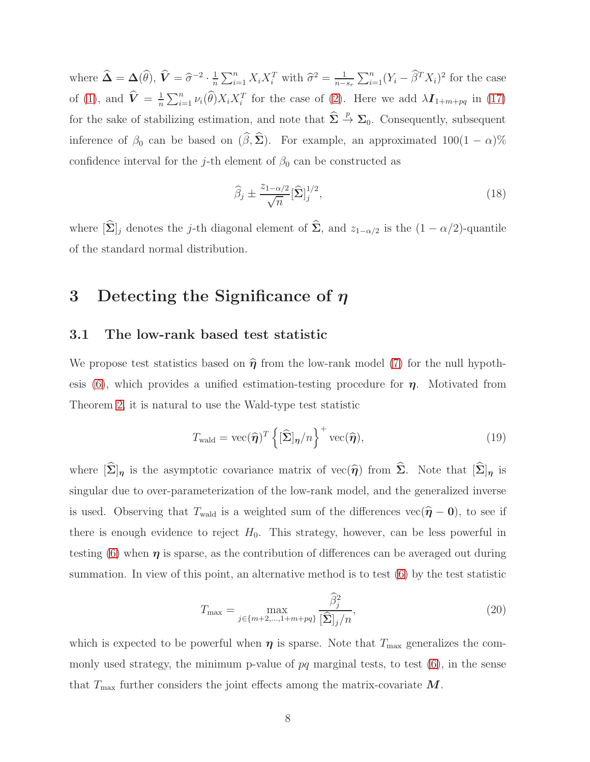where $\widehat{\boldsymbol{\Delta}} = \boldsymbol{\Delta}(\widehat{\theta})$, $\widehat{\boldsymbol{V}} = \widehat{\sigma}^{-2} \cdot \frac{1}{n}\sum_{i=1}^n X_i X_i^T$ with $\widehat{\sigma}^2 = \frac{1}{n-s_r}\sum_{i=1}^n (Y_i - \widehat{\beta}^T X_i)^2$ for the case of (1), and $\widehat{\boldsymbol{V}} = \frac{1}{n}\sum_{i=1}^n \nu_i(\widehat{\theta}) X_i X_i^T$ for the case of (2). Here we add $\lambda \boldsymbol{I}_{1+m+pq}$ in (17) for the sake of stabilizing estimation, and note that $\widehat{\boldsymbol{\Sigma}} \xrightarrow{p} \boldsymbol{\Sigma}_0$. Consequently, subsequent inference of $\beta_0$ can be based on $(\widehat{\beta}, \widehat{\boldsymbol{\Sigma}})$. For example, an approximated $100(1-\alpha)\%$ confidence interval for the $j$-th element of $\beta_0$ can be constructed as

$$\widehat{\beta}_j \pm \frac{z_{1-\alpha/2}}{\sqrt{n}} [\widehat{\boldsymbol{\Sigma}}]_j^{1/2}, \tag{18}$$

where $[\widehat{\boldsymbol{\Sigma}}]_j$ denotes the $j$-th diagonal element of $\widehat{\boldsymbol{\Sigma}}$, and $z_{1-\alpha/2}$ is the $(1-\alpha/2)$-quantile of the standard normal distribution.

# 3 Detecting the Significance of $\boldsymbol{\eta}$

## 3.1 The low-rank based test statistic

We propose test statistics based on $\widehat{\boldsymbol{\eta}}$ from the low-rank model (7) for the null hypothesis (6), which provides a unified estimation-testing procedure for $\boldsymbol{\eta}$. Motivated from Theorem 2, it is natural to use the Wald-type test statistic

$$T_{\text{wald}} = \text{vec}(\widehat{\boldsymbol{\eta}})^T \left\{ [\widehat{\boldsymbol{\Sigma}}]_{\boldsymbol{\eta}}/n \right\}^{+} \text{vec}(\widehat{\boldsymbol{\eta}}), \tag{19}$$

where $[\widehat{\boldsymbol{\Sigma}}]_{\boldsymbol{\eta}}$ is the asymptotic covariance matrix of $\text{vec}(\widehat{\boldsymbol{\eta}})$ from $\widehat{\boldsymbol{\Sigma}}$. Note that $[\widehat{\boldsymbol{\Sigma}}]_{\boldsymbol{\eta}}$ is singular due to over-parameterization of the low-rank model, and the generalized inverse is used. Observing that $T_{\text{wald}}$ is a weighted sum of the differences $\text{vec}(\widehat{\boldsymbol{\eta}} - \boldsymbol{0})$, to see if there is enough evidence to reject $H_0$. This strategy, however, can be less powerful in testing (6) when $\boldsymbol{\eta}$ is sparse, as the contribution of differences can be averaged out during summation. In view of this point, an alternative method is to test (6) by the test statistic

$$T_{\max} = \max_{j \in \{m+2,\ldots,1+m+pq\}} \frac{\widehat{\beta}_j^2}{[\widehat{\boldsymbol{\Sigma}}]_j/n}, \tag{20}$$

which is expected to be powerful when $\boldsymbol{\eta}$ is sparse. Note that $T_{\max}$ generalizes the commonly used strategy, the minimum p-value of $pq$ marginal tests, to test (6), in the sense that $T_{\max}$ further considers the joint effects among the matrix-covariate $\boldsymbol{M}$.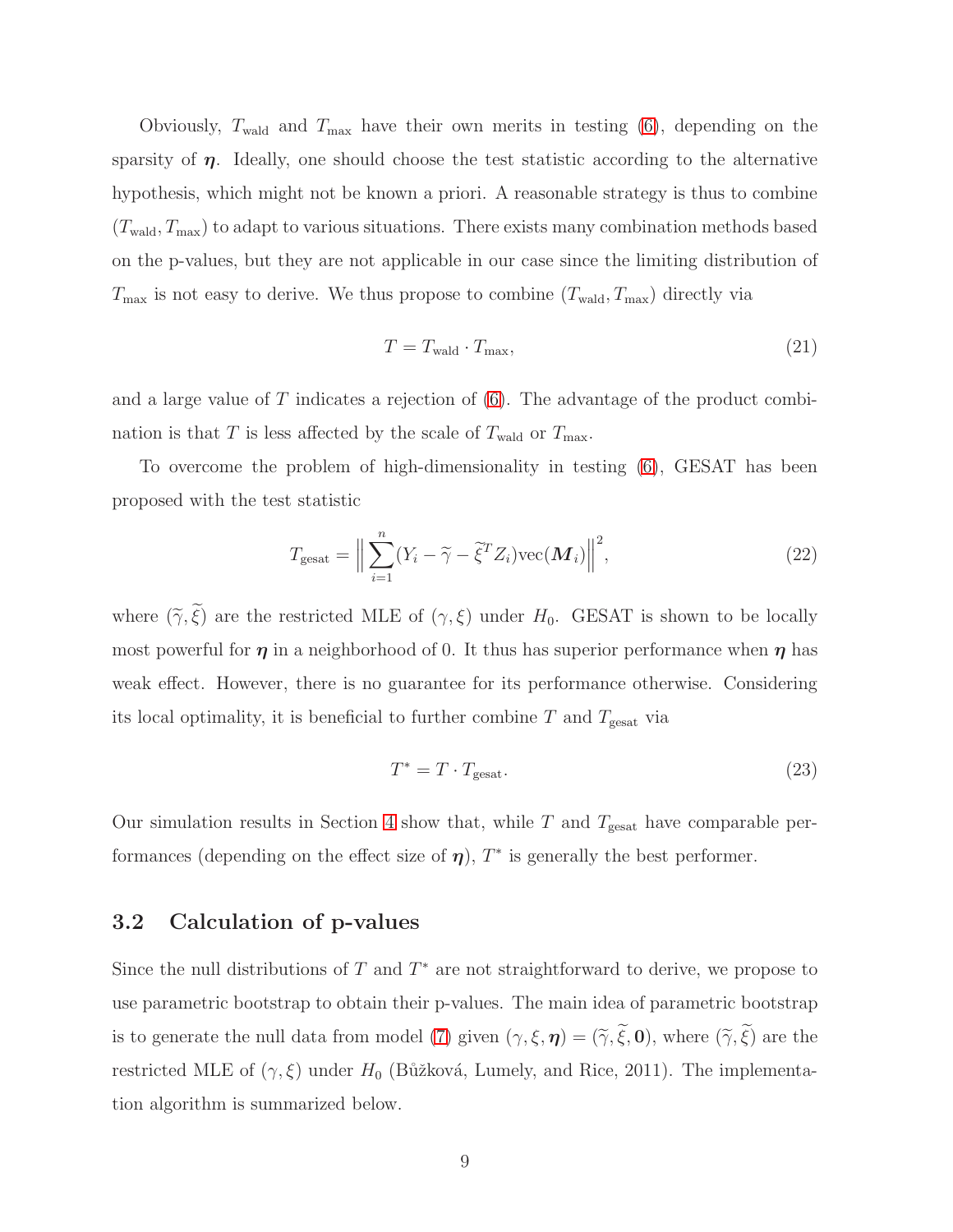Obviously, $T_{\text{wald}}$ and $T_{\max}$ have their own merits in testing (6), depending on the sparsity of $\boldsymbol{\eta}$. Ideally, one should choose the test statistic according to the alternative hypothesis, which might not be known a priori. A reasonable strategy is thus to combine $(T_{\text{wald}}, T_{\max})$ to adapt to various situations. There exists many combination methods based on the p-values, but they are not applicable in our case since the limiting distribution of $T_{\max}$ is not easy to derive. We thus propose to combine $(T_{\text{wald}}, T_{\max})$ directly via

$$T = T_{\text{wald}} \cdot T_{\max}, \tag{21}$$

and a large value of $T$ indicates a rejection of (6). The advantage of the product combination is that $T$ is less affected by the scale of $T_{\text{wald}}$ or $T_{\max}$.

To overcome the problem of high-dimensionality in testing (6), GESAT has been proposed with the test statistic

$$T_{\text{gesat}} = \Big\| \sum_{i=1}^{n} (Y_i - \widetilde{\gamma} - \widetilde{\xi}^T Z_i) \text{vec}(\boldsymbol{M}_i) \Big\|^2, \tag{22}$$

where $(\widetilde{\gamma}, \widetilde{\xi})$ are the restricted MLE of $(\gamma, \xi)$ under $H_0$. GESAT is shown to be locally most powerful for $\boldsymbol{\eta}$ in a neighborhood of 0. It thus has superior performance when $\boldsymbol{\eta}$ has weak effect. However, there is no guarantee for its performance otherwise. Considering its local optimality, it is beneficial to further combine $T$ and $T_{\text{gesat}}$ via

$$T^* = T \cdot T_{\text{gesat}}. \tag{23}$$

Our simulation results in Section 4 show that, while $T$ and $T_{\text{gesat}}$ have comparable performances (depending on the effect size of $\boldsymbol{\eta}$), $T^*$ is generally the best performer.

## 3.2 Calculation of p-values

Since the null distributions of $T$ and $T^*$ are not straightforward to derive, we propose to use parametric bootstrap to obtain their p-values. The main idea of parametric bootstrap is to generate the null data from model (7) given $(\gamma, \xi, \boldsymbol{\eta}) = (\widetilde{\gamma}, \widetilde{\xi}, \mathbf{0})$, where $(\widetilde{\gamma}, \widetilde{\xi})$ are the restricted MLE of $(\gamma, \xi)$ under $H_0$ (Bůžková, Lumely, and Rice, 2011). The implementation algorithm is summarized below.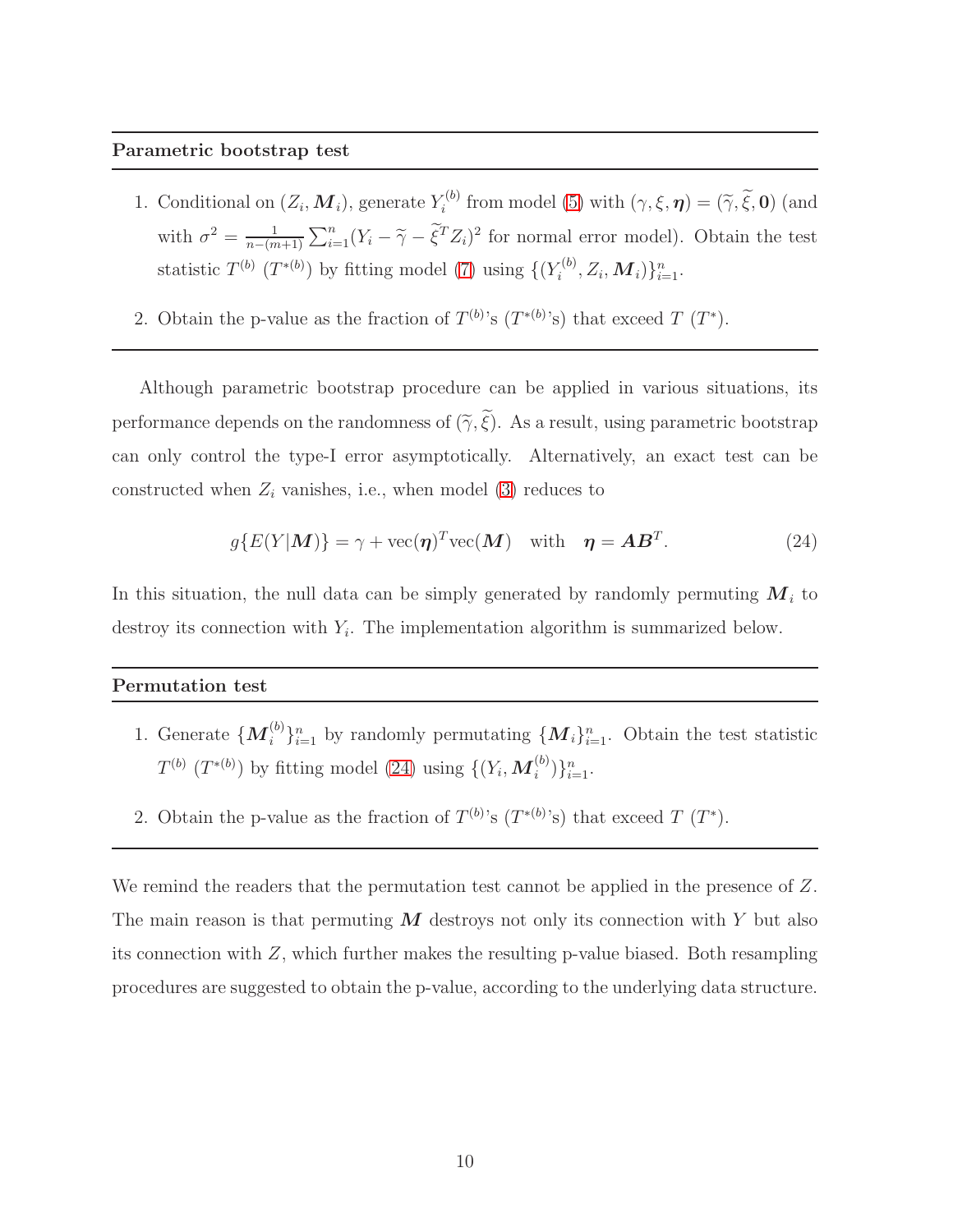**Parametric bootstrap test**

1. Conditional on $(Z_i, \boldsymbol{M}_i)$, generate $Y_i^{(b)}$ from model (5) with $(\gamma, \xi, \boldsymbol{\eta}) = (\widetilde{\gamma}, \widetilde{\xi}, \mathbf{0})$ (and with $\sigma^2 = \frac{1}{n-(m+1)} \sum_{i=1}^n (Y_i - \widetilde{\gamma} - \widetilde{\xi}^T Z_i)^2$ for normal error model). Obtain the test statistic $T^{(b)}$ ($T^{*(b)}$) by fitting model (7) using $\{(Y_i^{(b)}, Z_i, \boldsymbol{M}_i)\}_{i=1}^n$.

2. Obtain the p-value as the fraction of $T^{(b)}$'s ($T^{*(b)}$'s) that exceed $T$ ($T^*$).

Although parametric bootstrap procedure can be applied in various situations, its performance depends on the randomness of $(\widetilde{\gamma}, \widetilde{\xi})$. As a result, using parametric bootstrap can only control the type-I error asymptotically. Alternatively, an exact test can be constructed when $Z_i$ vanishes, i.e., when model (3) reduces to

$$g\{E(Y|\boldsymbol{M})\} = \gamma + \text{vec}(\boldsymbol{\eta})^T \text{vec}(\boldsymbol{M}) \quad \text{with} \quad \boldsymbol{\eta} = \boldsymbol{A}\boldsymbol{B}^T. \tag{24}$$

In this situation, the null data can be simply generated by randomly permuting $\boldsymbol{M}_i$ to destroy its connection with $Y_i$. The implementation algorithm is summarized below.

**Permutation test**

1. Generate $\{\boldsymbol{M}_i^{(b)}\}_{i=1}^n$ by randomly permutating $\{\boldsymbol{M}_i\}_{i=1}^n$. Obtain the test statistic $T^{(b)}$ ($T^{*(b)}$) by fitting model (24) using $\{(Y_i, \boldsymbol{M}_i^{(b)})\}_{i=1}^n$.

2. Obtain the p-value as the fraction of $T^{(b)}$'s ($T^{*(b)}$'s) that exceed $T$ ($T^*$).

We remind the readers that the permutation test cannot be applied in the presence of $Z$. The main reason is that permuting $\boldsymbol{M}$ destroys not only its connection with $Y$ but also its connection with $Z$, which further makes the resulting p-value biased. Both resampling procedures are suggested to obtain the p-value, according to the underlying data structure.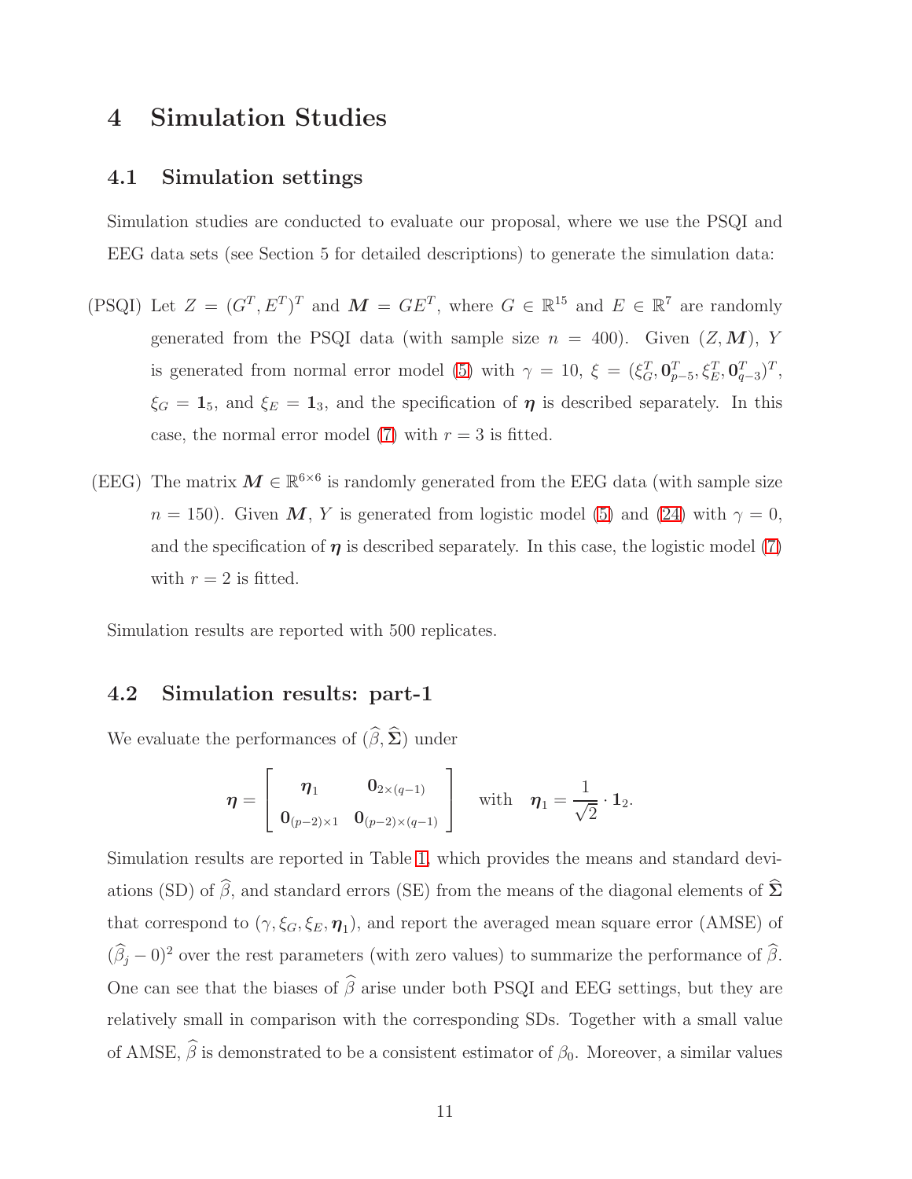# 4 Simulation Studies

## 4.1 Simulation settings

Simulation studies are conducted to evaluate our proposal, where we use the PSQI and EEG data sets (see Section 5 for detailed descriptions) to generate the simulation data:

(PSQI) Let $Z = (G^T, E^T)^T$ and $\boldsymbol{M} = GE^T$, where $G \in \mathbb{R}^{15}$ and $E \in \mathbb{R}^7$ are randomly generated from the PSQI data (with sample size $n = 400$). Given $(Z, \boldsymbol{M})$, $Y$ is generated from normal error model (5) with $\gamma = 10$, $\xi = (\xi_G^T, \mathbf{0}_{p-5}^T, \xi_E^T, \mathbf{0}_{q-3}^T)^T$, $\xi_G = \mathbf{1}_5$, and $\xi_E = \mathbf{1}_3$, and the specification of $\boldsymbol{\eta}$ is described separately. In this case, the normal error model (7) with $r = 3$ is fitted.

(EEG) The matrix $\boldsymbol{M} \in \mathbb{R}^{6\times 6}$ is randomly generated from the EEG data (with sample size $n = 150$). Given $\boldsymbol{M}$, $Y$ is generated from logistic model (5) and (24) with $\gamma = 0$, and the specification of $\boldsymbol{\eta}$ is described separately. In this case, the logistic model (7) with $r = 2$ is fitted.

Simulation results are reported with 500 replicates.

## 4.2 Simulation results: part-1

We evaluate the performances of $(\widehat{\beta}, \widehat{\boldsymbol{\Sigma}})$ under

$$\boldsymbol{\eta} = \begin{bmatrix} \boldsymbol{\eta}_1 & \mathbf{0}_{2\times(q-1)} \\ \mathbf{0}_{(p-2)\times 1} & \mathbf{0}_{(p-2)\times(q-1)} \end{bmatrix} \quad \text{with} \quad \boldsymbol{\eta}_1 = \frac{1}{\sqrt{2}} \cdot \mathbf{1}_2.$$

Simulation results are reported in Table 1, which provides the means and standard deviations (SD) of $\widehat{\beta}$, and standard errors (SE) from the means of the diagonal elements of $\widehat{\boldsymbol{\Sigma}}$ that correspond to $(\gamma, \xi_G, \xi_E, \boldsymbol{\eta}_1)$, and report the averaged mean square error (AMSE) of $(\widehat{\beta}_j - 0)^2$ over the rest parameters (with zero values) to summarize the performance of $\widehat{\beta}$. One can see that the biases of $\widehat{\beta}$ arise under both PSQI and EEG settings, but they are relatively small in comparison with the corresponding SDs. Together with a small value of AMSE, $\widehat{\beta}$ is demonstrated to be a consistent estimator of $\beta_0$. Moreover, a similar values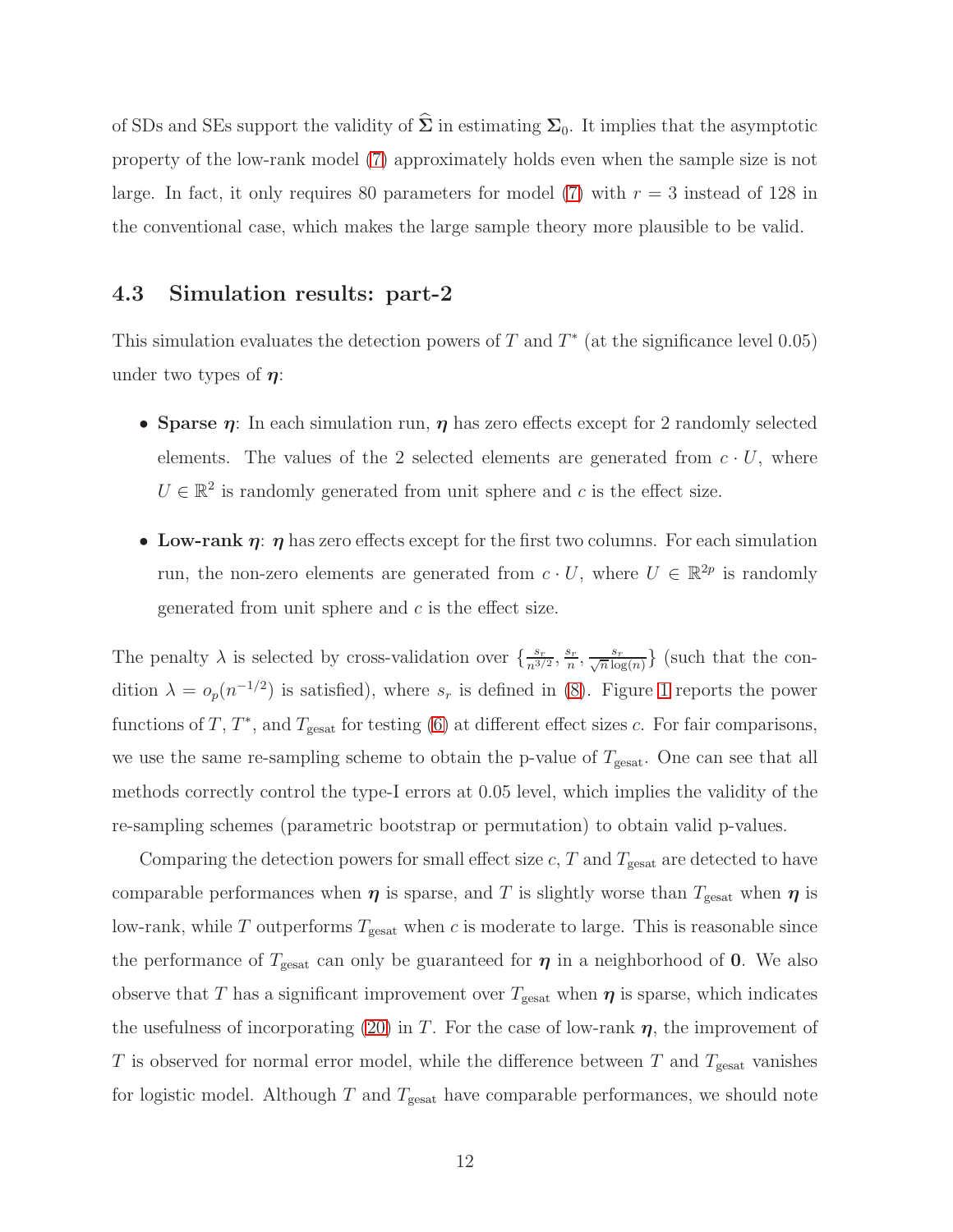of SDs and SEs support the validity of $\widehat{\boldsymbol{\Sigma}}$ in estimating $\boldsymbol{\Sigma}_0$. It implies that the asymptotic property of the low-rank model (7) approximately holds even when the sample size is not large. In fact, it only requires 80 parameters for model (7) with $r = 3$ instead of 128 in the conventional case, which makes the large sample theory more plausible to be valid.

### 4.3 Simulation results: part-2

This simulation evaluates the detection powers of $T$ and $T^*$ (at the significance level 0.05) under two types of $\boldsymbol{\eta}$:

- **Sparse $\boldsymbol{\eta}$**: In each simulation run, $\boldsymbol{\eta}$ has zero effects except for 2 randomly selected elements. The values of the 2 selected elements are generated from $c \cdot U$, where $U \in \mathbb{R}^2$ is randomly generated from unit sphere and $c$ is the effect size.
- **Low-rank $\boldsymbol{\eta}$**: $\boldsymbol{\eta}$ has zero effects except for the first two columns. For each simulation run, the non-zero elements are generated from $c \cdot U$, where $U \in \mathbb{R}^{2p}$ is randomly generated from unit sphere and $c$ is the effect size.

The penalty $\lambda$ is selected by cross-validation over $\{\frac{s_r}{n^{3/2}}, \frac{s_r}{n}, \frac{s_r}{\sqrt{n}\log(n)}\}$ (such that the condition $\lambda = o_p(n^{-1/2})$ is satisfied), where $s_r$ is defined in (8). Figure 1 reports the power functions of $T$, $T^*$, and $T_{\text{gesat}}$ for testing (6) at different effect sizes $c$. For fair comparisons, we use the same re-sampling scheme to obtain the p-value of $T_{\text{gesat}}$. One can see that all methods correctly control the type-I errors at 0.05 level, which implies the validity of the re-sampling schemes (parametric bootstrap or permutation) to obtain valid p-values.

Comparing the detection powers for small effect size $c$, $T$ and $T_{\text{gesat}}$ are detected to have comparable performances when $\boldsymbol{\eta}$ is sparse, and $T$ is slightly worse than $T_{\text{gesat}}$ when $\boldsymbol{\eta}$ is low-rank, while $T$ outperforms $T_{\text{gesat}}$ when $c$ is moderate to large. This is reasonable since the performance of $T_{\text{gesat}}$ can only be guaranteed for $\boldsymbol{\eta}$ in a neighborhood of $\mathbf{0}$. We also observe that $T$ has a significant improvement over $T_{\text{gesat}}$ when $\boldsymbol{\eta}$ is sparse, which indicates the usefulness of incorporating (20) in $T$. For the case of low-rank $\boldsymbol{\eta}$, the improvement of $T$ is observed for normal error model, while the difference between $T$ and $T_{\text{gesat}}$ vanishes for logistic model. Although $T$ and $T_{\text{gesat}}$ have comparable performances, we should note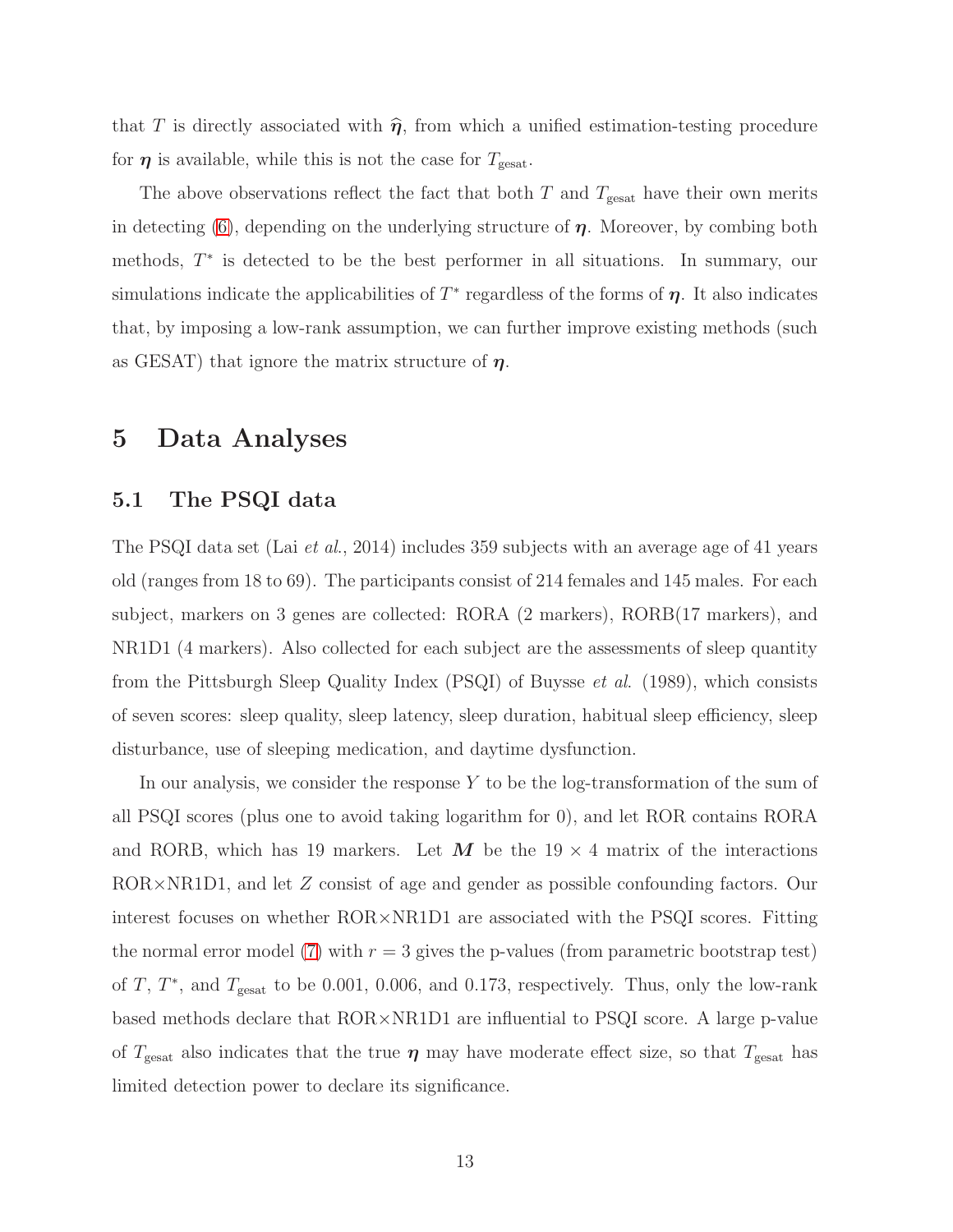that $T$ is directly associated with $\widehat{\boldsymbol{\eta}}$, from which a unified estimation-testing procedure for $\boldsymbol{\eta}$ is available, while this is not the case for $T_{\text{gesat}}$.

The above observations reflect the fact that both $T$ and $T_{\text{gesat}}$ have their own merits in detecting (6), depending on the underlying structure of $\boldsymbol{\eta}$. Moreover, by combing both methods, $T^*$ is detected to be the best performer in all situations. In summary, our simulations indicate the applicabilities of $T^*$ regardless of the forms of $\boldsymbol{\eta}$. It also indicates that, by imposing a low-rank assumption, we can further improve existing methods (such as GESAT) that ignore the matrix structure of $\boldsymbol{\eta}$.

# 5 Data Analyses

## 5.1 The PSQI data

The PSQI data set (Lai *et al.*, 2014) includes 359 subjects with an average age of 41 years old (ranges from 18 to 69). The participants consist of 214 females and 145 males. For each subject, markers on 3 genes are collected: RORA (2 markers), RORB(17 markers), and NR1D1 (4 markers). Also collected for each subject are the assessments of sleep quantity from the Pittsburgh Sleep Quality Index (PSQI) of Buysse *et al.* (1989), which consists of seven scores: sleep quality, sleep latency, sleep duration, habitual sleep efficiency, sleep disturbance, use of sleeping medication, and daytime dysfunction.

In our analysis, we consider the response $Y$ to be the log-transformation of the sum of all PSQI scores (plus one to avoid taking logarithm for 0), and let ROR contains RORA and RORB, which has 19 markers. Let $\boldsymbol{M}$ be the $19 \times 4$ matrix of the interactions ROR$\times$NR1D1, and let $Z$ consist of age and gender as possible confounding factors. Our interest focuses on whether ROR$\times$NR1D1 are associated with the PSQI scores. Fitting the normal error model (7) with $r = 3$ gives the p-values (from parametric bootstrap test) of $T$, $T^*$, and $T_{\text{gesat}}$ to be 0.001, 0.006, and 0.173, respectively. Thus, only the low-rank based methods declare that ROR$\times$NR1D1 are influential to PSQI score. A large p-value of $T_{\text{gesat}}$ also indicates that the true $\boldsymbol{\eta}$ may have moderate effect size, so that $T_{\text{gesat}}$ has limited detection power to declare its significance.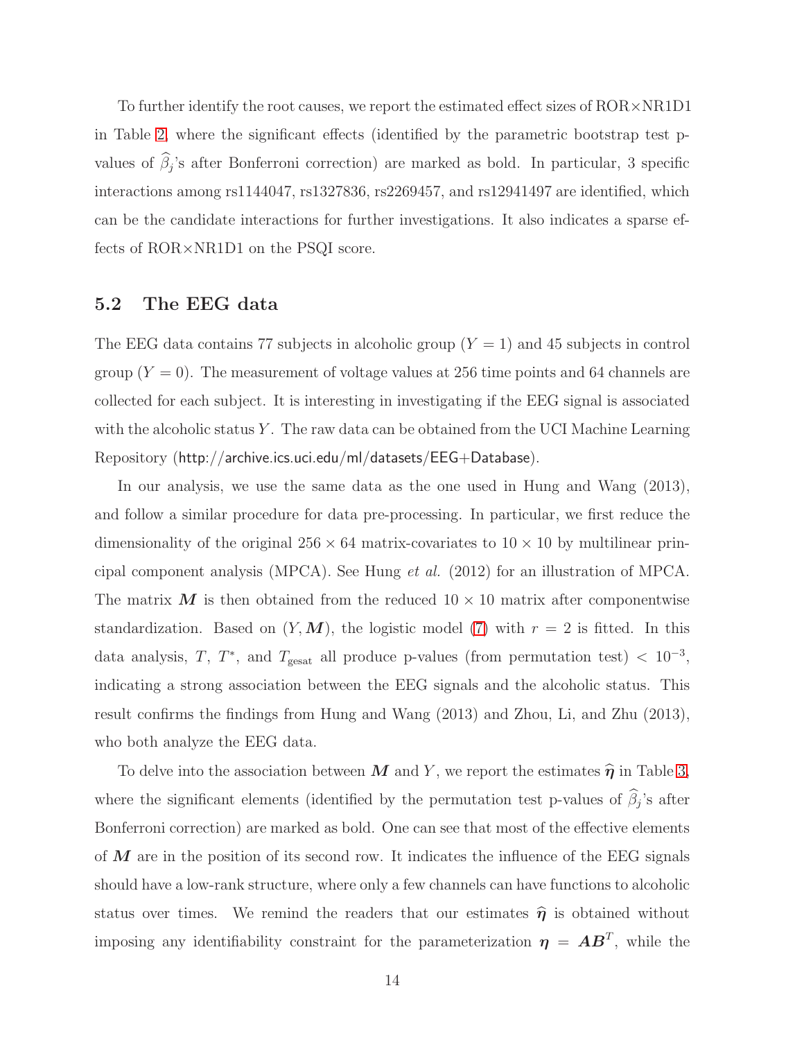To further identify the root causes, we report the estimated effect sizes of ROR×NR1D1 in Table 2, where the significant effects (identified by the parametric bootstrap test p-values of $\widehat{\beta}_j$'s after Bonferroni correction) are marked as bold. In particular, 3 specific interactions among rs1144047, rs1327836, rs2269457, and rs12941497 are identified, which can be the candidate interactions for further investigations. It also indicates a sparse effects of ROR×NR1D1 on the PSQI score.

## 5.2 The EEG data

The EEG data contains 77 subjects in alcoholic group ($Y = 1$) and 45 subjects in control group ($Y = 0$). The measurement of voltage values at 256 time points and 64 channels are collected for each subject. It is interesting in investigating if the EEG signal is associated with the alcoholic status $Y$. The raw data can be obtained from the UCI Machine Learning Repository (http://archive.ics.uci.edu/ml/datasets/EEG+Database).

In our analysis, we use the same data as the one used in Hung and Wang (2013), and follow a similar procedure for data pre-processing. In particular, we first reduce the dimensionality of the original $256 \times 64$ matrix-covariates to $10 \times 10$ by multilinear principal component analysis (MPCA). See Hung *et al.* (2012) for an illustration of MPCA. The matrix $\boldsymbol{M}$ is then obtained from the reduced $10 \times 10$ matrix after componentwise standardization. Based on $(Y, \boldsymbol{M})$, the logistic model (7) with $r = 2$ is fitted. In this data analysis, $T$, $T^*$, and $T_{\text{gesat}}$ all produce p-values (from permutation test) $< 10^{-3}$, indicating a strong association between the EEG signals and the alcoholic status. This result confirms the findings from Hung and Wang (2013) and Zhou, Li, and Zhu (2013), who both analyze the EEG data.

To delve into the association between $\boldsymbol{M}$ and $Y$, we report the estimates $\widehat{\boldsymbol{\eta}}$ in Table 3, where the significant elements (identified by the permutation test p-values of $\widehat{\beta}_j$'s after Bonferroni correction) are marked as bold. One can see that most of the effective elements of $\boldsymbol{M}$ are in the position of its second row. It indicates the influence of the EEG signals should have a low-rank structure, where only a few channels can have functions to alcoholic status over times. We remind the readers that our estimates $\widehat{\boldsymbol{\eta}}$ is obtained without imposing any identifiability constraint for the parameterization $\boldsymbol{\eta} = \boldsymbol{A}\boldsymbol{B}^T$, while the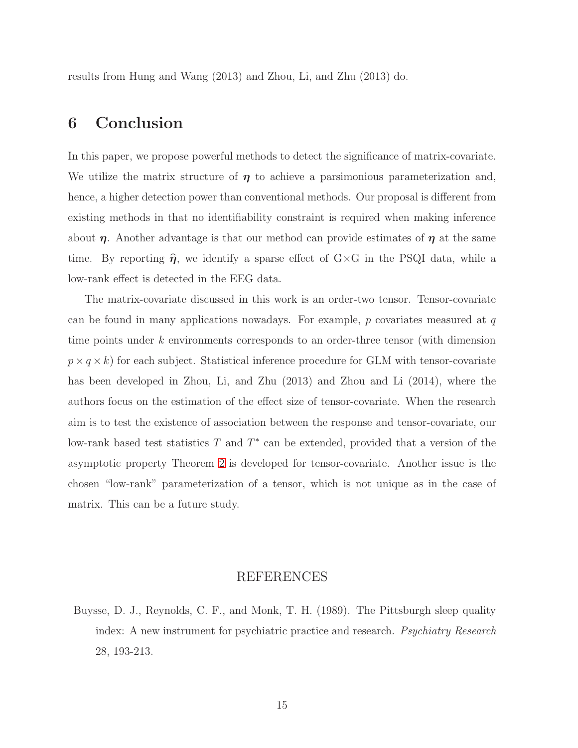results from Hung and Wang (2013) and Zhou, Li, and Zhu (2013) do.

## 6 Conclusion

In this paper, we propose powerful methods to detect the significance of matrix-covariate. We utilize the matrix structure of $\boldsymbol{\eta}$ to achieve a parsimonious parameterization and, hence, a higher detection power than conventional methods. Our proposal is different from existing methods in that no identifiability constraint is required when making inference about $\boldsymbol{\eta}$. Another advantage is that our method can provide estimates of $\boldsymbol{\eta}$ at the same time. By reporting $\widehat{\boldsymbol{\eta}}$, we identify a sparse effect of G×G in the PSQI data, while a low-rank effect is detected in the EEG data.

The matrix-covariate discussed in this work is an order-two tensor. Tensor-covariate can be found in many applications nowadays. For example, $p$ covariates measured at $q$ time points under $k$ environments corresponds to an order-three tensor (with dimension $p \times q \times k$) for each subject. Statistical inference procedure for GLM with tensor-covariate has been developed in Zhou, Li, and Zhu (2013) and Zhou and Li (2014), where the authors focus on the estimation of the effect size of tensor-covariate. When the research aim is to test the existence of association between the response and tensor-covariate, our low-rank based test statistics $T$ and $T^*$ can be extended, provided that a version of the asymptotic property Theorem 2 is developed for tensor-covariate. Another issue is the chosen "low-rank" parameterization of a tensor, which is not unique as in the case of matrix. This can be a future study.

## REFERENCES

Buysse, D. J., Reynolds, C. F., and Monk, T. H. (1989). The Pittsburgh sleep quality index: A new instrument for psychiatric practice and research. *Psychiatry Research* 28, 193-213.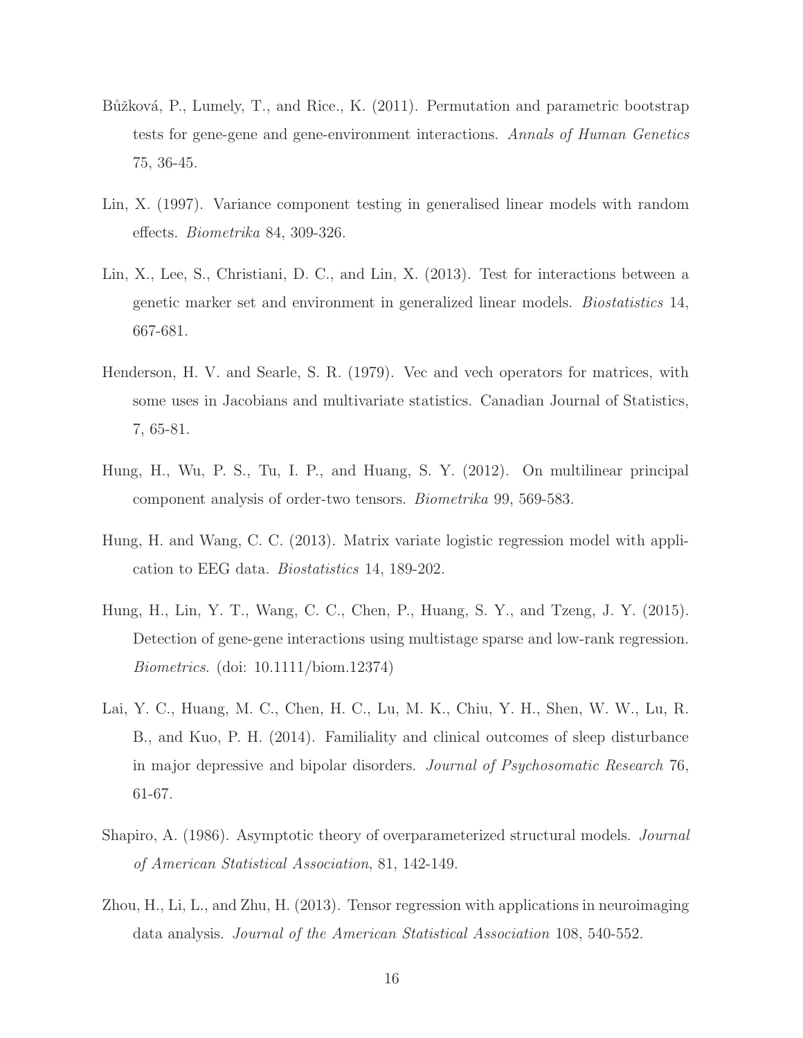Bůžková, P., Lumely, T., and Rice., K. (2011). Permutation and parametric bootstrap tests for gene-gene and gene-environment interactions. *Annals of Human Genetics* 75, 36-45.

Lin, X. (1997). Variance component testing in generalised linear models with random effects. *Biometrika* 84, 309-326.

Lin, X., Lee, S., Christiani, D. C., and Lin, X. (2013). Test for interactions between a genetic marker set and environment in generalized linear models. *Biostatistics* 14, 667-681.

Henderson, H. V. and Searle, S. R. (1979). Vec and vech operators for matrices, with some uses in Jacobians and multivariate statistics. Canadian Journal of Statistics, 7, 65-81.

Hung, H., Wu, P. S., Tu, I. P., and Huang, S. Y. (2012). On multilinear principal component analysis of order-two tensors. *Biometrika* 99, 569-583.

Hung, H. and Wang, C. C. (2013). Matrix variate logistic regression model with application to EEG data. *Biostatistics* 14, 189-202.

Hung, H., Lin, Y. T., Wang, C. C., Chen, P., Huang, S. Y., and Tzeng, J. Y. (2015). Detection of gene-gene interactions using multistage sparse and low-rank regression. *Biometrics*. (doi: 10.1111/biom.12374)

Lai, Y. C., Huang, M. C., Chen, H. C., Lu, M. K., Chiu, Y. H., Shen, W. W., Lu, R. B., and Kuo, P. H. (2014). Familiality and clinical outcomes of sleep disturbance in major depressive and bipolar disorders. *Journal of Psychosomatic Research* 76, 61-67.

Shapiro, A. (1986). Asymptotic theory of overparameterized structural models. *Journal of American Statistical Association*, 81, 142-149.

Zhou, H., Li, L., and Zhu, H. (2013). Tensor regression with applications in neuroimaging data analysis. *Journal of the American Statistical Association* 108, 540-552.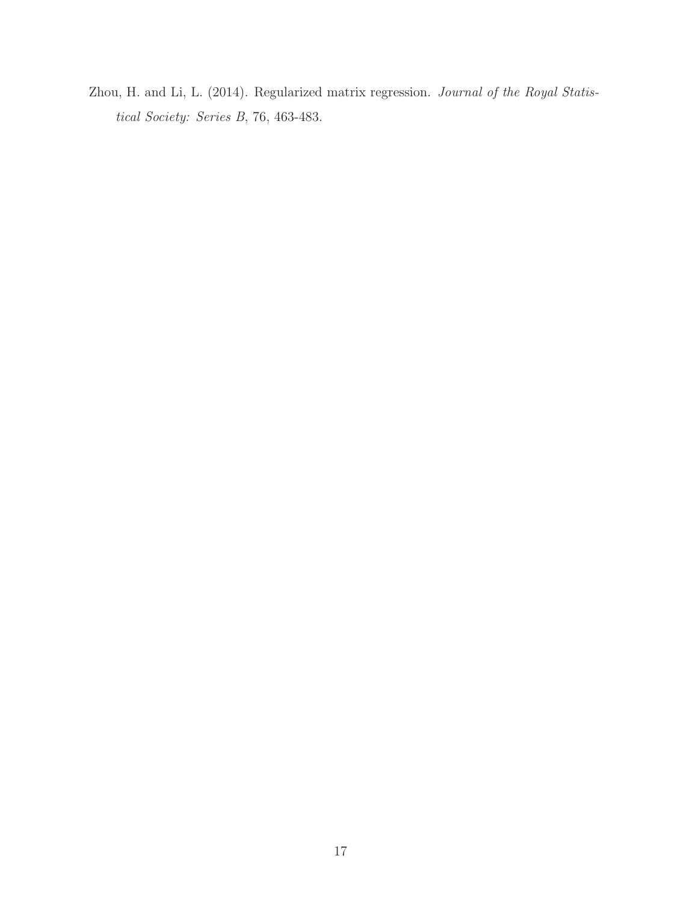Zhou, H. and Li, L. (2014). Regularized matrix regression. *Journal of the Royal Statistical Society: Series B*, 76, 463-483.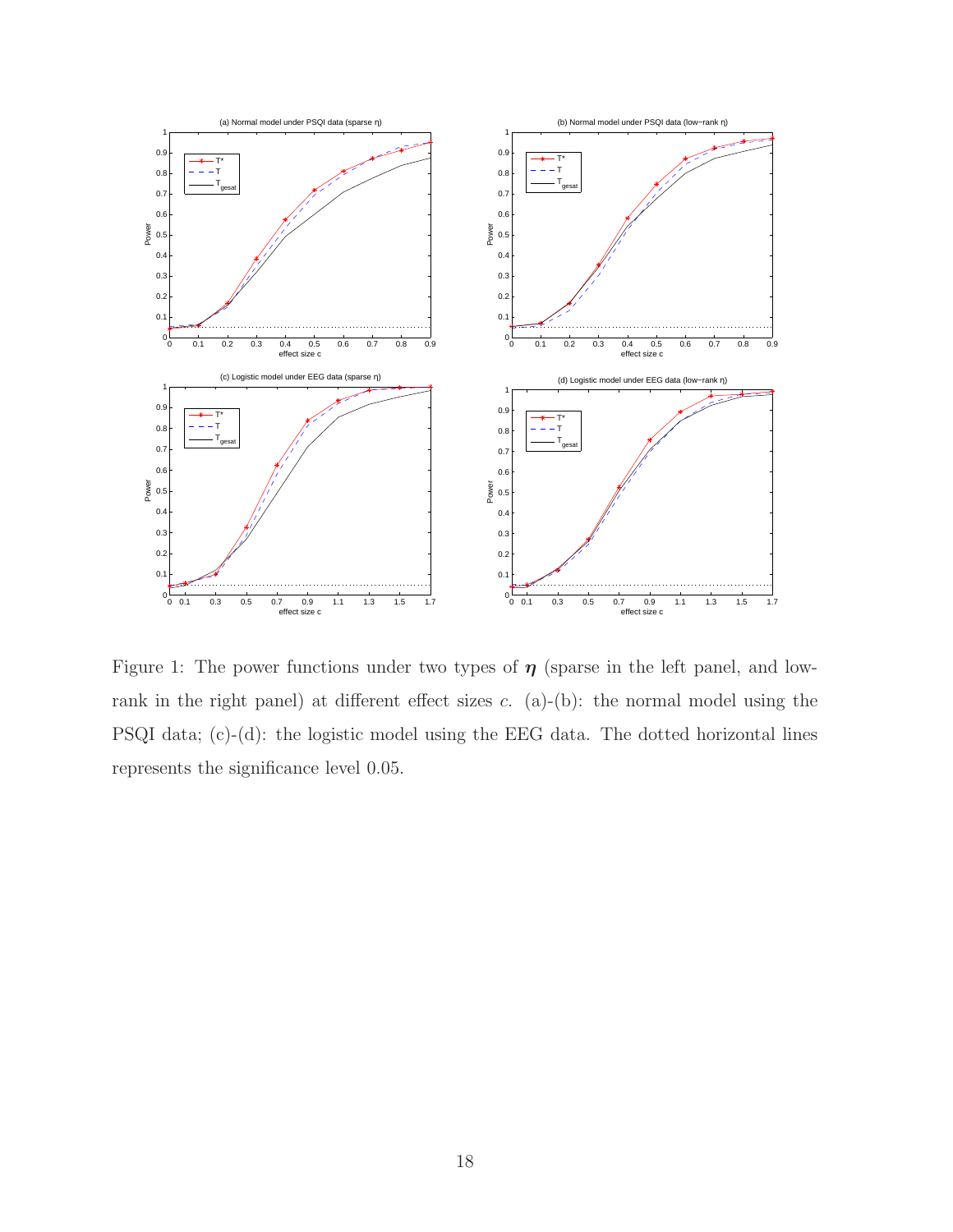Figure 1: The power functions under two types of $\boldsymbol{\eta}$ (sparse in the left panel, and low-rank in the right panel) at different effect sizes $c$. (a)-(b): the normal model using the PSQI data; (c)-(d): the logistic model using the EEG data. The dotted horizontal lines represents the significance level 0.05.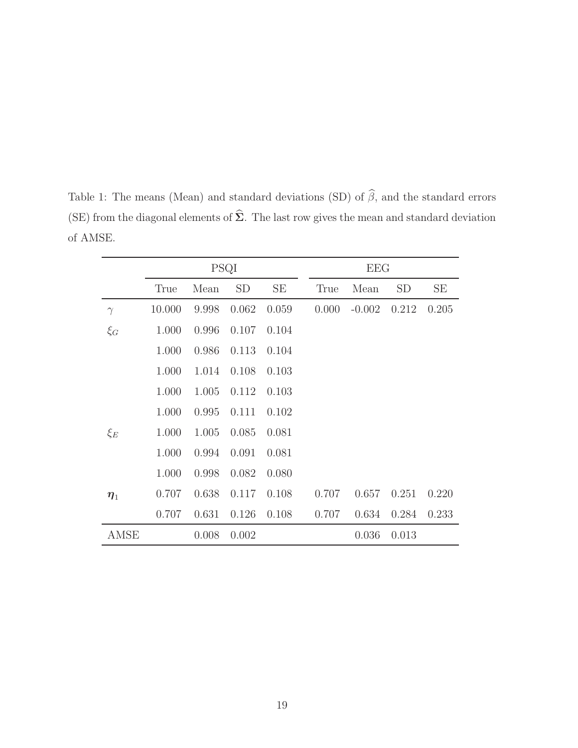Table 1: The means (Mean) and standard deviations (SD) of $\widehat{\beta}$, and the standard errors (SE) from the diagonal elements of $\widehat{\boldsymbol{\Sigma}}$. The last row gives the mean and standard deviation of AMSE.

| | PSQI | | | | EEG | | | |
|---|---|---|---|---|---|---|---|---|
| | True | Mean | SD | SE | True | Mean | SD | SE |
| $\gamma$ | 10.000 | 9.998 | 0.062 | 0.059 | 0.000 | -0.002 | 0.212 | 0.205 |
| $\xi_G$ | 1.000 | 0.996 | 0.107 | 0.104 | | | | |
| | 1.000 | 0.986 | 0.113 | 0.104 | | | | |
| | 1.000 | 1.014 | 0.108 | 0.103 | | | | |
| | 1.000 | 1.005 | 0.112 | 0.103 | | | | |
| | 1.000 | 0.995 | 0.111 | 0.102 | | | | |
| $\xi_E$ | 1.000 | 1.005 | 0.085 | 0.081 | | | | |
| | 1.000 | 0.994 | 0.091 | 0.081 | | | | |
| | 1.000 | 0.998 | 0.082 | 0.080 | | | | |
| $\boldsymbol{\eta}_1$ | 0.707 | 0.638 | 0.117 | 0.108 | 0.707 | 0.657 | 0.251 | 0.220 |
| | 0.707 | 0.631 | 0.126 | 0.108 | 0.707 | 0.634 | 0.284 | 0.233 |
| AMSE | | 0.008 | 0.002 | | | 0.036 | 0.013 | |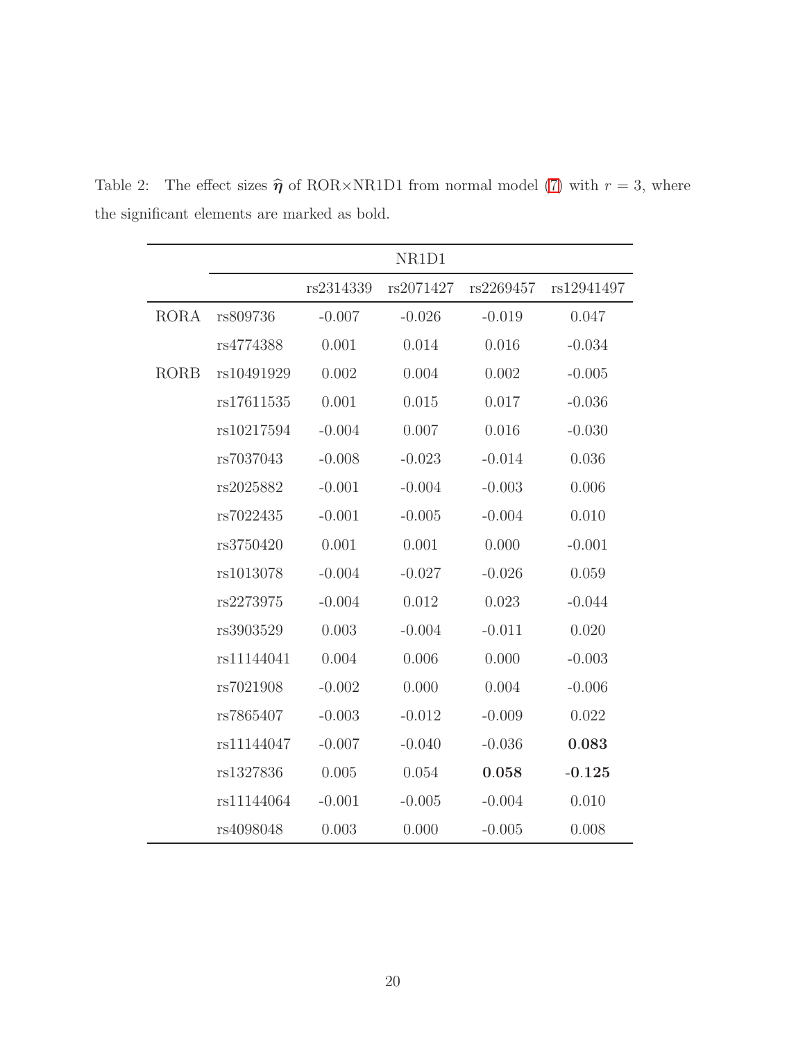Table 2: The effect sizes $\widehat{\boldsymbol{\eta}}$ of ROR×NR1D1 from normal model (7) with $r = 3$, where the significant elements are marked as bold.

| | | NR1D1 | | | |
|---|---|---|---|---|---|
| | | rs2314339 | rs2071427 | rs2269457 | rs12941497 |
| RORA | rs809736 | -0.007 | -0.026 | -0.019 | 0.047 |
| | rs4774388 | 0.001 | 0.014 | 0.016 | -0.034 |
| RORB | rs10491929 | 0.002 | 0.004 | 0.002 | -0.005 |
| | rs17611535 | 0.001 | 0.015 | 0.017 | -0.036 |
| | rs10217594 | -0.004 | 0.007 | 0.016 | -0.030 |
| | rs7037043 | -0.008 | -0.023 | -0.014 | 0.036 |
| | rs2025882 | -0.001 | -0.004 | -0.003 | 0.006 |
| | rs7022435 | -0.001 | -0.005 | -0.004 | 0.010 |
| | rs3750420 | 0.001 | 0.001 | 0.000 | -0.001 |
| | rs1013078 | -0.004 | -0.027 | -0.026 | 0.059 |
| | rs2273975 | -0.004 | 0.012 | 0.023 | -0.044 |
| | rs3903529 | 0.003 | -0.004 | -0.011 | 0.020 |
| | rs11144041 | 0.004 | 0.006 | 0.000 | -0.003 |
| | rs7021908 | -0.002 | 0.000 | 0.004 | -0.006 |
| | rs7865407 | -0.003 | -0.012 | -0.009 | 0.022 |
| | rs11144047 | -0.007 | -0.040 | -0.036 | **0.083** |
| | rs1327836 | 0.005 | 0.054 | **0.058** | **-0.125** |
| | rs11144064 | -0.001 | -0.005 | -0.004 | 0.010 |
| | rs4098048 | 0.003 | 0.000 | -0.005 | 0.008 |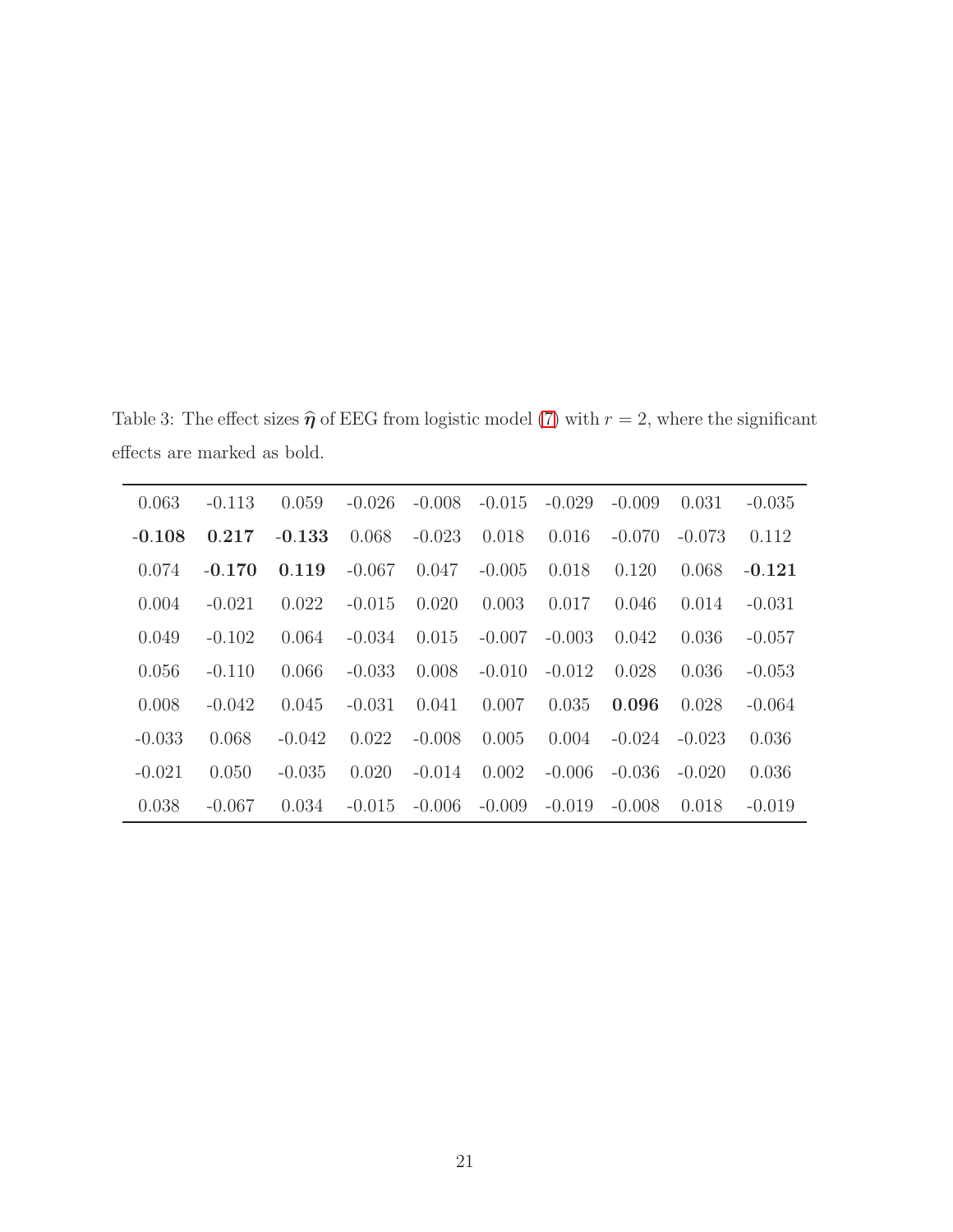Table 3: The effect sizes $\widehat{\boldsymbol{\eta}}$ of EEG from logistic model (7) with $r = 2$, where the significant effects are marked as bold.

| | | | | | | | | | |
|---|---|---|---|---|---|---|---|---|---|
| 0.063 | -0.113 | 0.059 | -0.026 | -0.008 | -0.015 | -0.029 | -0.009 | 0.031 | -0.035 |
| **-0.108** | **0.217** | **-0.133** | 0.068 | -0.023 | 0.018 | 0.016 | -0.070 | -0.073 | 0.112 |
| 0.074 | **-0.170** | **0.119** | -0.067 | 0.047 | -0.005 | 0.018 | 0.120 | 0.068 | **-0.121** |
| 0.004 | -0.021 | 0.022 | -0.015 | 0.020 | 0.003 | 0.017 | 0.046 | 0.014 | -0.031 |
| 0.049 | -0.102 | 0.064 | -0.034 | 0.015 | -0.007 | -0.003 | 0.042 | 0.036 | -0.057 |
| 0.056 | -0.110 | 0.066 | -0.033 | 0.008 | -0.010 | -0.012 | 0.028 | 0.036 | -0.053 |
| 0.008 | -0.042 | 0.045 | -0.031 | 0.041 | 0.007 | 0.035 | **0.096** | 0.028 | -0.064 |
| -0.033 | 0.068 | -0.042 | 0.022 | -0.008 | 0.005 | 0.004 | -0.024 | -0.023 | 0.036 |
| -0.021 | 0.050 | -0.035 | 0.020 | -0.014 | 0.002 | -0.006 | -0.036 | -0.020 | 0.036 |
| 0.038 | -0.067 | 0.034 | -0.015 | -0.006 | -0.009 | -0.019 | -0.008 | 0.018 | -0.019 |